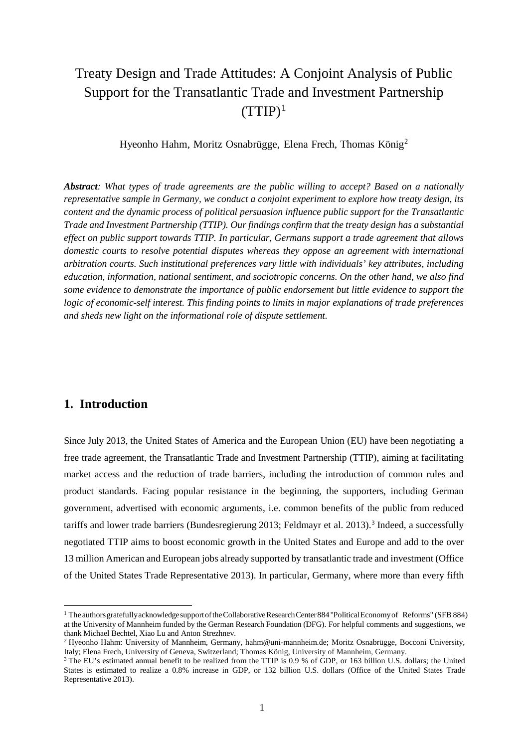# Treaty Design and Trade Attitudes: A Conjoint Analysis of Public Support for the Transatlantic Trade and Investment Partnership (TTIP)[1]

Hyeonho Hahm, Moritz Osnabrügge, Elena Frech, Thomas König[2]

***Abstract****: What types of trade agreements are the public willing to accept? Based on a nationally representative sample in Germany, we conduct a conjoint experiment to explore how treaty design, its content and the dynamic process of political persuasion influence public support for the Transatlantic Trade and Investment Partnership (TTIP). Our findings confirm that the treaty design has a substantial effect on public support towards TTIP. In particular, Germans support a trade agreement that allows domestic courts to resolve potential disputes whereas they oppose an agreement with international arbitration courts. Such institutional preferences vary little with individuals' key attributes, including education, information, national sentiment, and sociotropic concerns. On the other hand, we also find some evidence to demonstrate the importance of public endorsement but little evidence to support the logic of economic-self interest. This finding points to limits in major explanations of trade preferences and sheds new light on the informational role of dispute settlement.*

## 1. Introduction

Since July 2013, the United States of America and the European Union (EU) have been negotiating a free trade agreement, the Transatlantic Trade and Investment Partnership (TTIP), aiming at facilitating market access and the reduction of trade barriers, including the introduction of common rules and product standards. Facing popular resistance in the beginning, the supporters, including German government, advertised with economic arguments, i.e. common benefits of the public from reduced tariffs and lower trade barriers (Bundesregierung 2013; Feldmayr et al. 2013).[3] Indeed, a successfully negotiated TTIP aims to boost economic growth in the United States and Europe and add to the over 13 million American and European jobs already supported by transatlantic trade and investment (Office of the United States Trade Representative 2013). In particular, Germany, where more than every fifth

---

[1] The authors gratefully acknowledge support of the Collaborative Research Center 884 "Political Economy of Reforms" (SFB 884) at the University of Mannheim funded by the German Research Foundation (DFG). For helpful comments and suggestions, we thank Michael Bechtel, Xiao Lu and Anton Strezhnev.

[2] Hyeonho Hahm: University of Mannheim, Germany, hahm@uni-mannheim.de; Moritz Osnabrügge, Bocconi University, Italy; Elena Frech, University of Geneva, Switzerland; Thomas König, University of Mannheim, Germany.

[3] The EU's estimated annual benefit to be realized from the TTIP is 0.9 % of GDP, or 163 billion U.S. dollars; the United States is estimated to realize a 0.8% increase in GDP, or 132 billion U.S. dollars (Office of the United States Trade Representative 2013).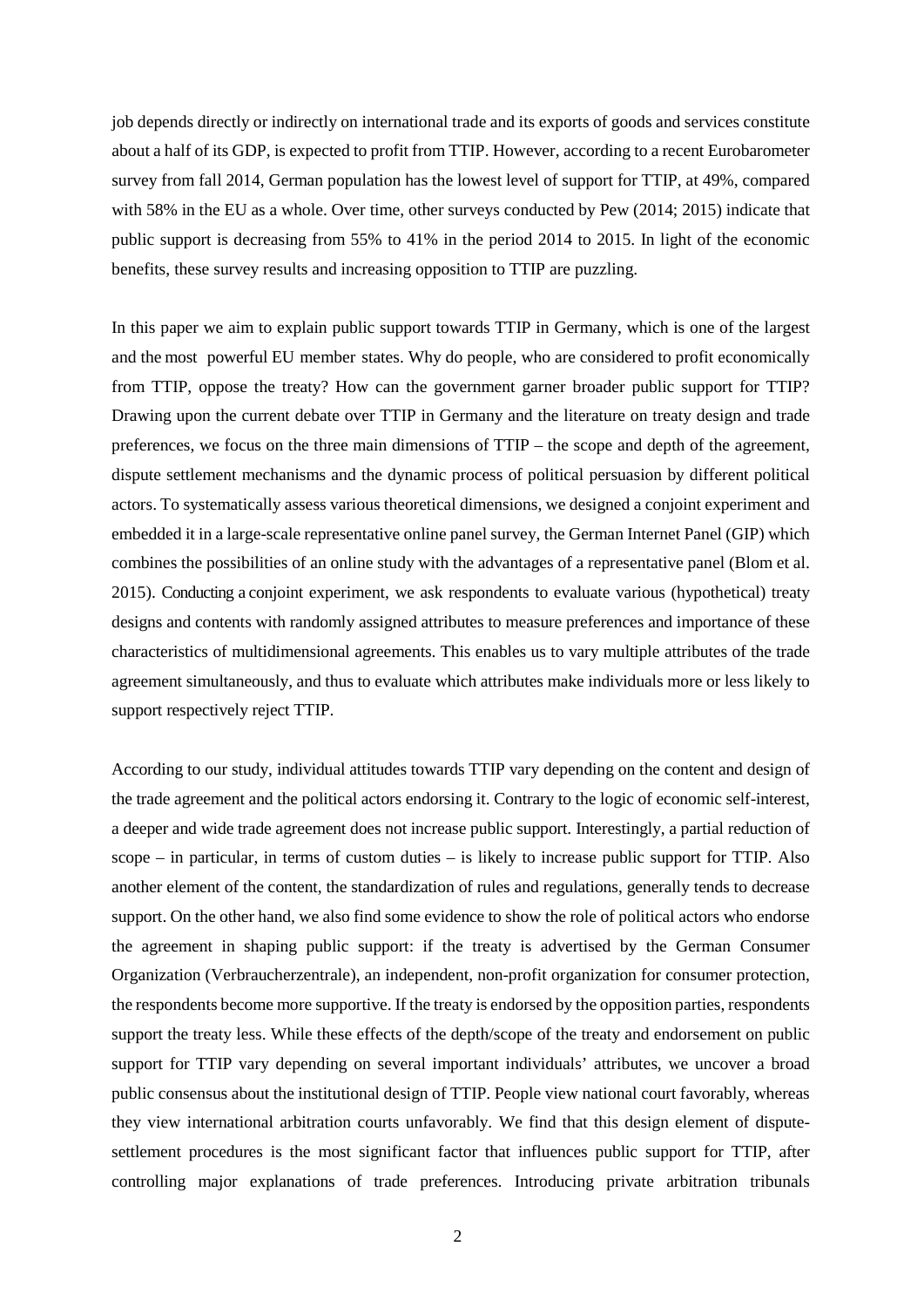job depends directly or indirectly on international trade and its exports of goods and services constitute about a half of its GDP, is expected to profit from TTIP. However, according to a recent Eurobarometer survey from fall 2014, German population has the lowest level of support for TTIP, at 49%, compared with 58% in the EU as a whole. Over time, other surveys conducted by Pew (2014; 2015) indicate that public support is decreasing from 55% to 41% in the period 2014 to 2015. In light of the economic benefits, these survey results and increasing opposition to TTIP are puzzling.

In this paper we aim to explain public support towards TTIP in Germany, which is one of the largest and the most powerful EU member states. Why do people, who are considered to profit economically from TTIP, oppose the treaty? How can the government garner broader public support for TTIP? Drawing upon the current debate over TTIP in Germany and the literature on treaty design and trade preferences, we focus on the three main dimensions of TTIP – the scope and depth of the agreement, dispute settlement mechanisms and the dynamic process of political persuasion by different political actors. To systematically assess various theoretical dimensions, we designed a conjoint experiment and embedded it in a large-scale representative online panel survey, the German Internet Panel (GIP) which combines the possibilities of an online study with the advantages of a representative panel (Blom et al. 2015). Conducting a conjoint experiment, we ask respondents to evaluate various (hypothetical) treaty designs and contents with randomly assigned attributes to measure preferences and importance of these characteristics of multidimensional agreements. This enables us to vary multiple attributes of the trade agreement simultaneously, and thus to evaluate which attributes make individuals more or less likely to support respectively reject TTIP.

According to our study, individual attitudes towards TTIP vary depending on the content and design of the trade agreement and the political actors endorsing it. Contrary to the logic of economic self-interest, a deeper and wide trade agreement does not increase public support. Interestingly, a partial reduction of scope – in particular, in terms of custom duties – is likely to increase public support for TTIP. Also another element of the content, the standardization of rules and regulations, generally tends to decrease support. On the other hand, we also find some evidence to show the role of political actors who endorse the agreement in shaping public support: if the treaty is advertised by the German Consumer Organization (Verbraucherzentrale), an independent, non-profit organization for consumer protection, the respondents become more supportive. If the treaty is endorsed by the opposition parties, respondents support the treaty less. While these effects of the depth/scope of the treaty and endorsement on public support for TTIP vary depending on several important individuals' attributes, we uncover a broad public consensus about the institutional design of TTIP. People view national court favorably, whereas they view international arbitration courts unfavorably. We find that this design element of dispute-settlement procedures is the most significant factor that influences public support for TTIP, after controlling major explanations of trade preferences. Introducing private arbitration tribunals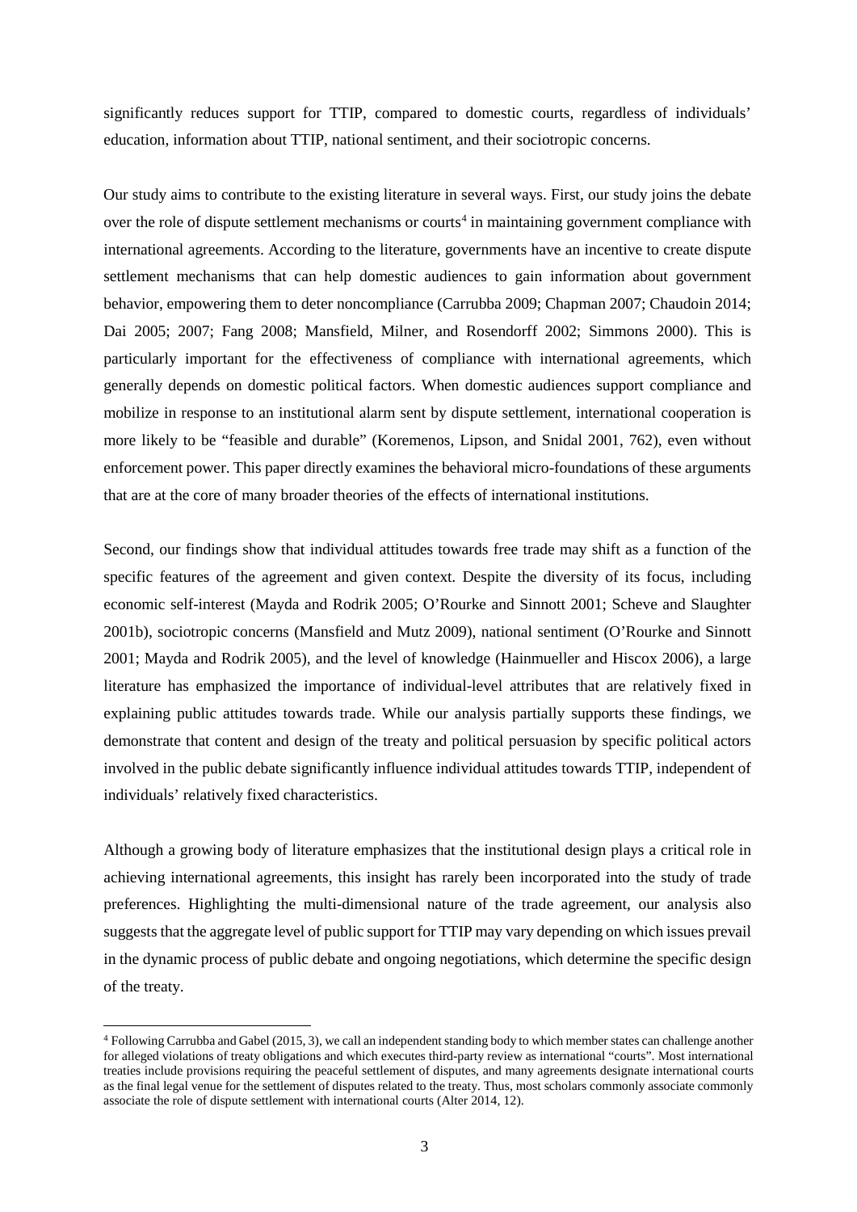significantly reduces support for TTIP, compared to domestic courts, regardless of individuals' education, information about TTIP, national sentiment, and their sociotropic concerns.

Our study aims to contribute to the existing literature in several ways. First, our study joins the debate over the role of dispute settlement mechanisms or courts[4] in maintaining government compliance with international agreements. According to the literature, governments have an incentive to create dispute settlement mechanisms that can help domestic audiences to gain information about government behavior, empowering them to deter noncompliance (Carrubba 2009; Chapman 2007; Chaudoin 2014; Dai 2005; 2007; Fang 2008; Mansfield, Milner, and Rosendorff 2002; Simmons 2000). This is particularly important for the effectiveness of compliance with international agreements, which generally depends on domestic political factors. When domestic audiences support compliance and mobilize in response to an institutional alarm sent by dispute settlement, international cooperation is more likely to be "feasible and durable" (Koremenos, Lipson, and Snidal 2001, 762), even without enforcement power. This paper directly examines the behavioral micro-foundations of these arguments that are at the core of many broader theories of the effects of international institutions.

Second, our findings show that individual attitudes towards free trade may shift as a function of the specific features of the agreement and given context. Despite the diversity of its focus, including economic self-interest (Mayda and Rodrik 2005; O'Rourke and Sinnott 2001; Scheve and Slaughter 2001b), sociotropic concerns (Mansfield and Mutz 2009), national sentiment (O'Rourke and Sinnott 2001; Mayda and Rodrik 2005), and the level of knowledge (Hainmueller and Hiscox 2006), a large literature has emphasized the importance of individual-level attributes that are relatively fixed in explaining public attitudes towards trade. While our analysis partially supports these findings, we demonstrate that content and design of the treaty and political persuasion by specific political actors involved in the public debate significantly influence individual attitudes towards TTIP, independent of individuals' relatively fixed characteristics.

Although a growing body of literature emphasizes that the institutional design plays a critical role in achieving international agreements, this insight has rarely been incorporated into the study of trade preferences. Highlighting the multi-dimensional nature of the trade agreement, our analysis also suggests that the aggregate level of public support for TTIP may vary depending on which issues prevail in the dynamic process of public debate and ongoing negotiations, which determine the specific design of the treaty.

[4] Following Carrubba and Gabel (2015, 3), we call an independent standing body to which member states can challenge another for alleged violations of treaty obligations and which executes third-party review as international "courts". Most international treaties include provisions requiring the peaceful settlement of disputes, and many agreements designate international courts as the final legal venue for the settlement of disputes related to the treaty. Thus, most scholars commonly associate commonly associate the role of dispute settlement with international courts (Alter 2014, 12).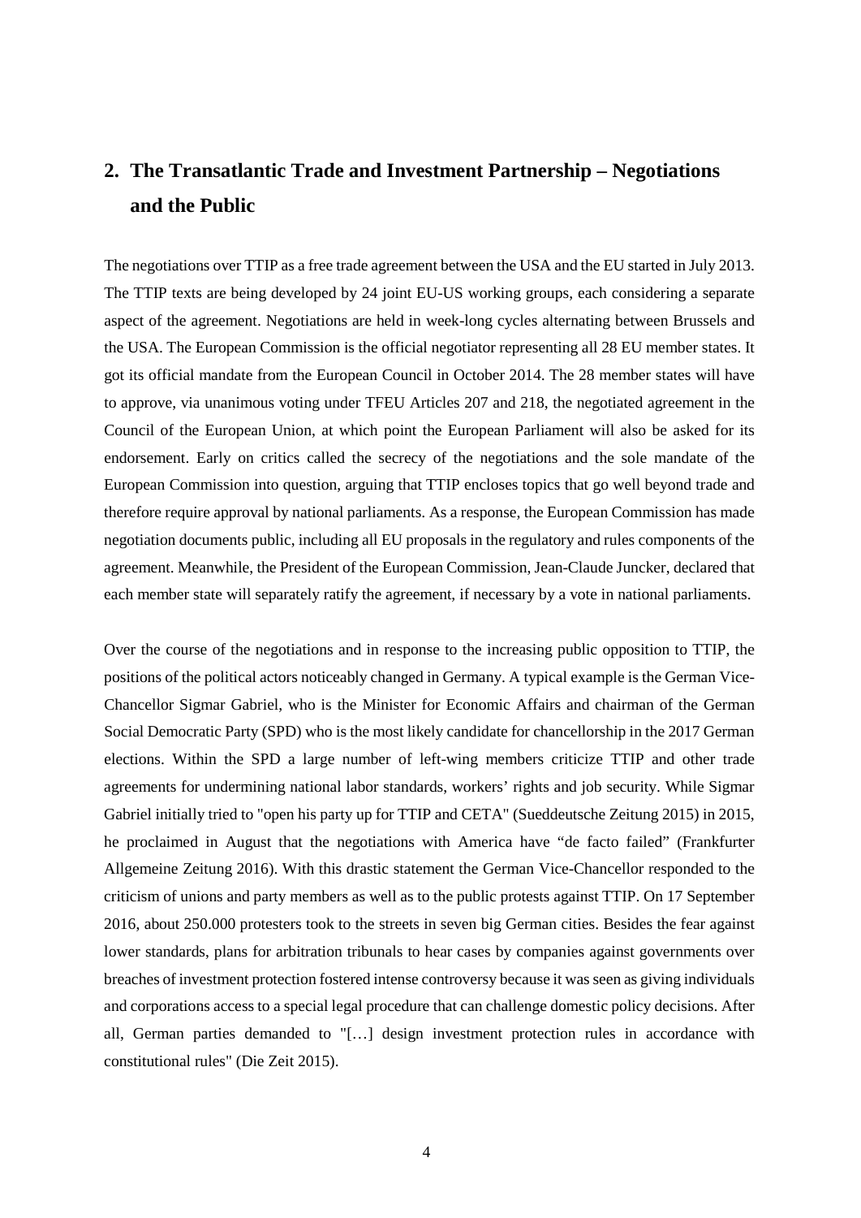## 2. The Transatlantic Trade and Investment Partnership – Negotiations and the Public

The negotiations over TTIP as a free trade agreement between the USA and the EU started in July 2013. The TTIP texts are being developed by 24 joint EU-US working groups, each considering a separate aspect of the agreement. Negotiations are held in week-long cycles alternating between Brussels and the USA. The European Commission is the official negotiator representing all 28 EU member states. It got its official mandate from the European Council in October 2014. The 28 member states will have to approve, via unanimous voting under TFEU Articles 207 and 218, the negotiated agreement in the Council of the European Union, at which point the European Parliament will also be asked for its endorsement. Early on critics called the secrecy of the negotiations and the sole mandate of the European Commission into question, arguing that TTIP encloses topics that go well beyond trade and therefore require approval by national parliaments. As a response, the European Commission has made negotiation documents public, including all EU proposals in the regulatory and rules components of the agreement. Meanwhile, the President of the European Commission, Jean-Claude Juncker, declared that each member state will separately ratify the agreement, if necessary by a vote in national parliaments.

Over the course of the negotiations and in response to the increasing public opposition to TTIP, the positions of the political actors noticeably changed in Germany. A typical example is the German Vice-Chancellor Sigmar Gabriel, who is the Minister for Economic Affairs and chairman of the German Social Democratic Party (SPD) who is the most likely candidate for chancellorship in the 2017 German elections. Within the SPD a large number of left-wing members criticize TTIP and other trade agreements for undermining national labor standards, workers' rights and job security. While Sigmar Gabriel initially tried to "open his party up for TTIP and CETA" (Sueddeutsche Zeitung 2015) in 2015, he proclaimed in August that the negotiations with America have "de facto failed" (Frankfurter Allgemeine Zeitung 2016). With this drastic statement the German Vice-Chancellor responded to the criticism of unions and party members as well as to the public protests against TTIP. On 17 September 2016, about 250.000 protesters took to the streets in seven big German cities. Besides the fear against lower standards, plans for arbitration tribunals to hear cases by companies against governments over breaches of investment protection fostered intense controversy because it was seen as giving individuals and corporations access to a special legal procedure that can challenge domestic policy decisions. After all, German parties demanded to "[…] design investment protection rules in accordance with constitutional rules" (Die Zeit 2015).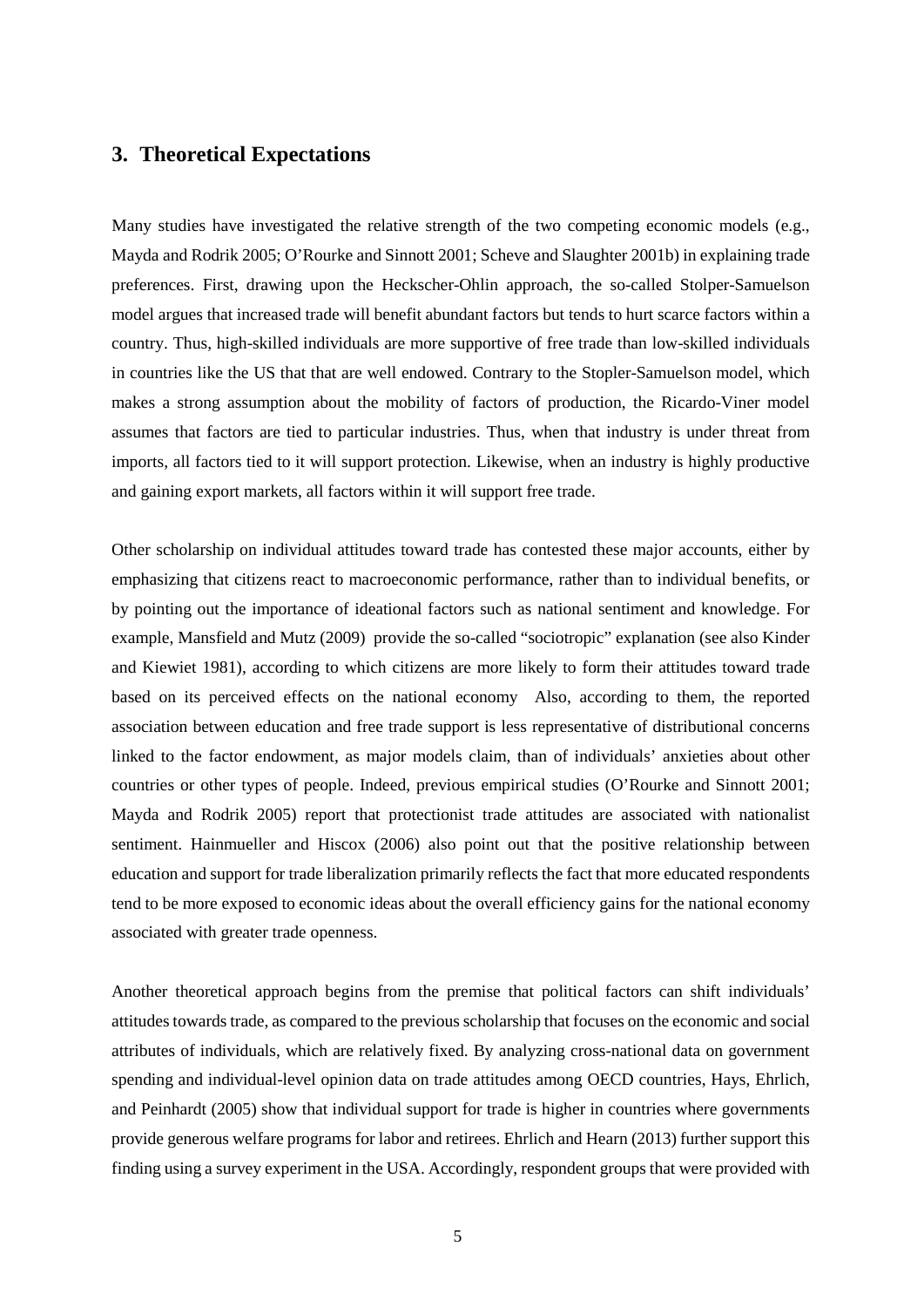## 3. Theoretical Expectations

Many studies have investigated the relative strength of the two competing economic models (e.g., Mayda and Rodrik 2005; O'Rourke and Sinnott 2001; Scheve and Slaughter 2001b) in explaining trade preferences. First, drawing upon the Heckscher-Ohlin approach, the so-called Stolper-Samuelson model argues that increased trade will benefit abundant factors but tends to hurt scarce factors within a country. Thus, high-skilled individuals are more supportive of free trade than low-skilled individuals in countries like the US that that are well endowed. Contrary to the Stopler-Samuelson model, which makes a strong assumption about the mobility of factors of production, the Ricardo-Viner model assumes that factors are tied to particular industries. Thus, when that industry is under threat from imports, all factors tied to it will support protection. Likewise, when an industry is highly productive and gaining export markets, all factors within it will support free trade.

Other scholarship on individual attitudes toward trade has contested these major accounts, either by emphasizing that citizens react to macroeconomic performance, rather than to individual benefits, or by pointing out the importance of ideational factors such as national sentiment and knowledge. For example, Mansfield and Mutz (2009) provide the so-called "sociotropic" explanation (see also Kinder and Kiewiet 1981), according to which citizens are more likely to form their attitudes toward trade based on its perceived effects on the national economy Also, according to them, the reported association between education and free trade support is less representative of distributional concerns linked to the factor endowment, as major models claim, than of individuals' anxieties about other countries or other types of people. Indeed, previous empirical studies (O'Rourke and Sinnott 2001; Mayda and Rodrik 2005) report that protectionist trade attitudes are associated with nationalist sentiment. Hainmueller and Hiscox (2006) also point out that the positive relationship between education and support for trade liberalization primarily reflects the fact that more educated respondents tend to be more exposed to economic ideas about the overall efficiency gains for the national economy associated with greater trade openness.

Another theoretical approach begins from the premise that political factors can shift individuals' attitudes towards trade, as compared to the previous scholarship that focuses on the economic and social attributes of individuals, which are relatively fixed. By analyzing cross-national data on government spending and individual-level opinion data on trade attitudes among OECD countries, Hays, Ehrlich, and Peinhardt (2005) show that individual support for trade is higher in countries where governments provide generous welfare programs for labor and retirees. Ehrlich and Hearn (2013) further support this finding using a survey experiment in the USA. Accordingly, respondent groups that were provided with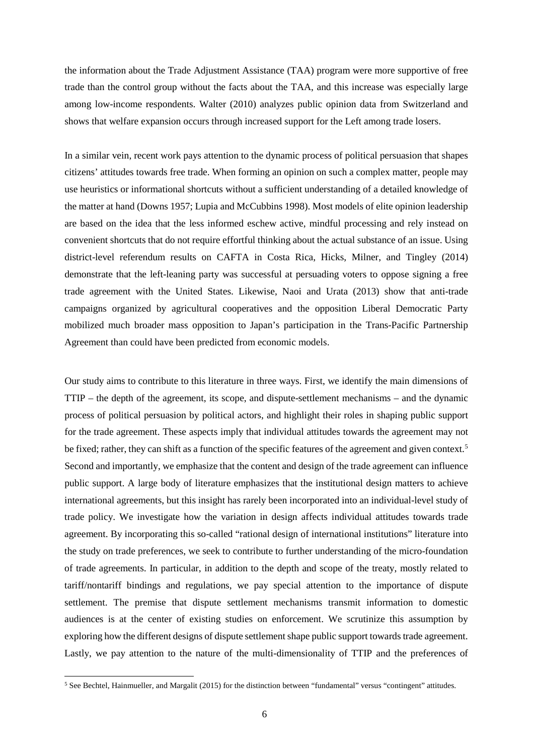the information about the Trade Adjustment Assistance (TAA) program were more supportive of free trade than the control group without the facts about the TAA, and this increase was especially large among low-income respondents. Walter (2010) analyzes public opinion data from Switzerland and shows that welfare expansion occurs through increased support for the Left among trade losers.

In a similar vein, recent work pays attention to the dynamic process of political persuasion that shapes citizens' attitudes towards free trade. When forming an opinion on such a complex matter, people may use heuristics or informational shortcuts without a sufficient understanding of a detailed knowledge of the matter at hand (Downs 1957; Lupia and McCubbins 1998). Most models of elite opinion leadership are based on the idea that the less informed eschew active, mindful processing and rely instead on convenient shortcuts that do not require effortful thinking about the actual substance of an issue. Using district-level referendum results on CAFTA in Costa Rica, Hicks, Milner, and Tingley (2014) demonstrate that the left-leaning party was successful at persuading voters to oppose signing a free trade agreement with the United States. Likewise, Naoi and Urata (2013) show that anti-trade campaigns organized by agricultural cooperatives and the opposition Liberal Democratic Party mobilized much broader mass opposition to Japan's participation in the Trans-Pacific Partnership Agreement than could have been predicted from economic models.

Our study aims to contribute to this literature in three ways. First, we identify the main dimensions of TTIP – the depth of the agreement, its scope, and dispute-settlement mechanisms – and the dynamic process of political persuasion by political actors, and highlight their roles in shaping public support for the trade agreement. These aspects imply that individual attitudes towards the agreement may not be fixed; rather, they can shift as a function of the specific features of the agreement and given context.[5] Second and importantly, we emphasize that the content and design of the trade agreement can influence public support. A large body of literature emphasizes that the institutional design matters to achieve international agreements, but this insight has rarely been incorporated into an individual-level study of trade policy. We investigate how the variation in design affects individual attitudes towards trade agreement. By incorporating this so-called "rational design of international institutions" literature into the study on trade preferences, we seek to contribute to further understanding of the micro-foundation of trade agreements. In particular, in addition to the depth and scope of the treaty, mostly related to tariff/nontariff bindings and regulations, we pay special attention to the importance of dispute settlement. The premise that dispute settlement mechanisms transmit information to domestic audiences is at the center of existing studies on enforcement. We scrutinize this assumption by exploring how the different designs of dispute settlement shape public support towards trade agreement. Lastly, we pay attention to the nature of the multi-dimensionality of TTIP and the preferences of

[5] See Bechtel, Hainmueller, and Margalit (2015) for the distinction between "fundamental" versus "contingent" attitudes.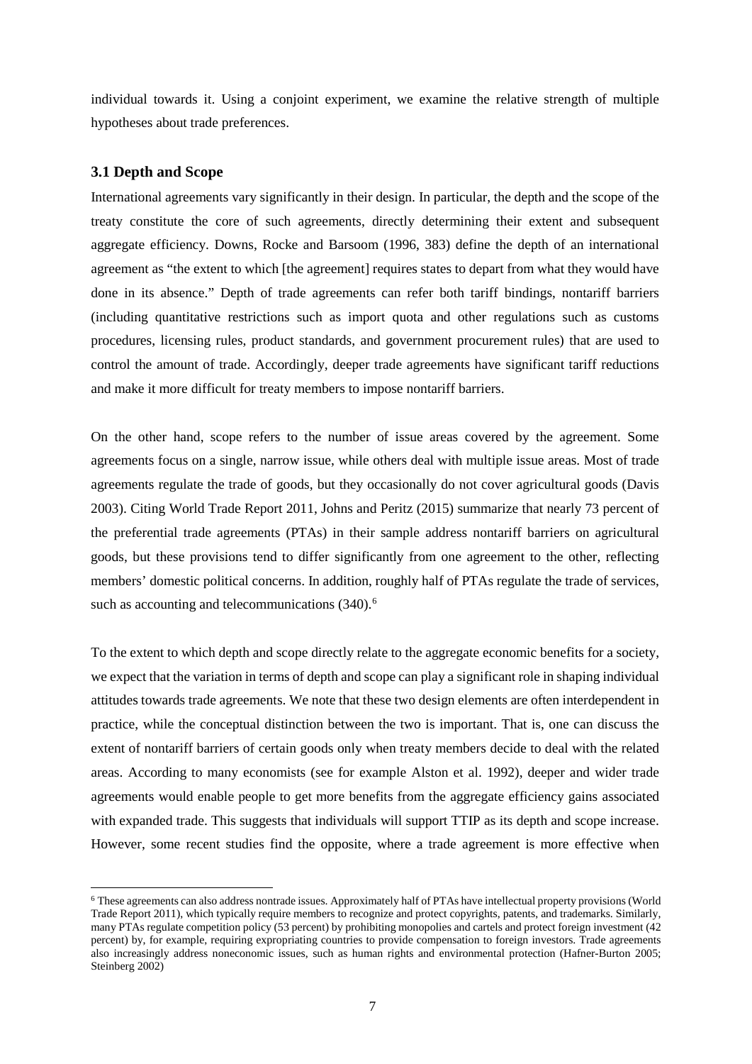individual towards it. Using a conjoint experiment, we examine the relative strength of multiple hypotheses about trade preferences.

### 3.1 Depth and Scope

International agreements vary significantly in their design. In particular, the depth and the scope of the treaty constitute the core of such agreements, directly determining their extent and subsequent aggregate efficiency. Downs, Rocke and Barsoom (1996, 383) define the depth of an international agreement as "the extent to which [the agreement] requires states to depart from what they would have done in its absence." Depth of trade agreements can refer both tariff bindings, nontariff barriers (including quantitative restrictions such as import quota and other regulations such as customs procedures, licensing rules, product standards, and government procurement rules) that are used to control the amount of trade. Accordingly, deeper trade agreements have significant tariff reductions and make it more difficult for treaty members to impose nontariff barriers.

On the other hand, scope refers to the number of issue areas covered by the agreement. Some agreements focus on a single, narrow issue, while others deal with multiple issue areas. Most of trade agreements regulate the trade of goods, but they occasionally do not cover agricultural goods (Davis 2003). Citing World Trade Report 2011, Johns and Peritz (2015) summarize that nearly 73 percent of the preferential trade agreements (PTAs) in their sample address nontariff barriers on agricultural goods, but these provisions tend to differ significantly from one agreement to the other, reflecting members' domestic political concerns. In addition, roughly half of PTAs regulate the trade of services, such as accounting and telecommunications (340).[6]

To the extent to which depth and scope directly relate to the aggregate economic benefits for a society, we expect that the variation in terms of depth and scope can play a significant role in shaping individual attitudes towards trade agreements. We note that these two design elements are often interdependent in practice, while the conceptual distinction between the two is important. That is, one can discuss the extent of nontariff barriers of certain goods only when treaty members decide to deal with the related areas. According to many economists (see for example Alston et al. 1992), deeper and wider trade agreements would enable people to get more benefits from the aggregate efficiency gains associated with expanded trade. This suggests that individuals will support TTIP as its depth and scope increase. However, some recent studies find the opposite, where a trade agreement is more effective when

[6] These agreements can also address nontrade issues. Approximately half of PTAs have intellectual property provisions (World Trade Report 2011), which typically require members to recognize and protect copyrights, patents, and trademarks. Similarly, many PTAs regulate competition policy (53 percent) by prohibiting monopolies and cartels and protect foreign investment (42 percent) by, for example, requiring expropriating countries to provide compensation to foreign investors. Trade agreements also increasingly address noneconomic issues, such as human rights and environmental protection (Hafner-Burton 2005; Steinberg 2002)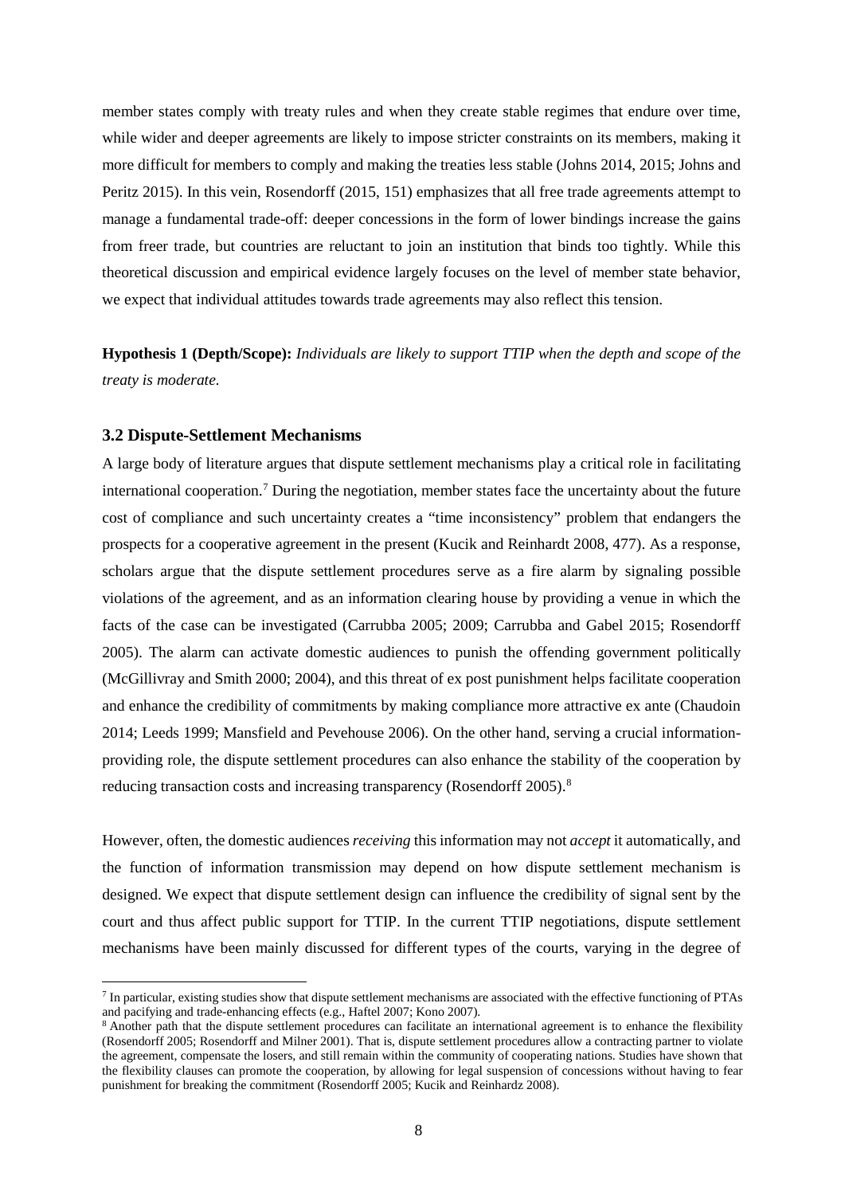member states comply with treaty rules and when they create stable regimes that endure over time, while wider and deeper agreements are likely to impose stricter constraints on its members, making it more difficult for members to comply and making the treaties less stable (Johns 2014, 2015; Johns and Peritz 2015). In this vein, Rosendorff (2015, 151) emphasizes that all free trade agreements attempt to manage a fundamental trade-off: deeper concessions in the form of lower bindings increase the gains from freer trade, but countries are reluctant to join an institution that binds too tightly. While this theoretical discussion and empirical evidence largely focuses on the level of member state behavior, we expect that individual attitudes towards trade agreements may also reflect this tension.

**Hypothesis 1 (Depth/Scope):** *Individuals are likely to support TTIP when the depth and scope of the treaty is moderate.*

### 3.2 Dispute-Settlement Mechanisms

A large body of literature argues that dispute settlement mechanisms play a critical role in facilitating international cooperation.[7] During the negotiation, member states face the uncertainty about the future cost of compliance and such uncertainty creates a "time inconsistency" problem that endangers the prospects for a cooperative agreement in the present (Kucik and Reinhardt 2008, 477). As a response, scholars argue that the dispute settlement procedures serve as a fire alarm by signaling possible violations of the agreement, and as an information clearing house by providing a venue in which the facts of the case can be investigated (Carrubba 2005; 2009; Carrubba and Gabel 2015; Rosendorff 2005). The alarm can activate domestic audiences to punish the offending government politically (McGillivray and Smith 2000; 2004), and this threat of ex post punishment helps facilitate cooperation and enhance the credibility of commitments by making compliance more attractive ex ante (Chaudoin 2014; Leeds 1999; Mansfield and Pevehouse 2006). On the other hand, serving a crucial information-providing role, the dispute settlement procedures can also enhance the stability of the cooperation by reducing transaction costs and increasing transparency (Rosendorff 2005).[8]

However, often, the domestic audiences *receiving* this information may not *accept* it automatically, and the function of information transmission may depend on how dispute settlement mechanism is designed. We expect that dispute settlement design can influence the credibility of signal sent by the court and thus affect public support for TTIP. In the current TTIP negotiations, dispute settlement mechanisms have been mainly discussed for different types of the courts, varying in the degree of

[7] In particular, existing studies show that dispute settlement mechanisms are associated with the effective functioning of PTAs and pacifying and trade-enhancing effects (e.g., Haftel 2007; Kono 2007).

[8] Another path that the dispute settlement procedures can facilitate an international agreement is to enhance the flexibility (Rosendorff 2005; Rosendorff and Milner 2001). That is, dispute settlement procedures allow a contracting partner to violate the agreement, compensate the losers, and still remain within the community of cooperating nations. Studies have shown that the flexibility clauses can promote the cooperation, by allowing for legal suspension of concessions without having to fear punishment for breaking the commitment (Rosendorff 2005; Kucik and Reinhardz 2008).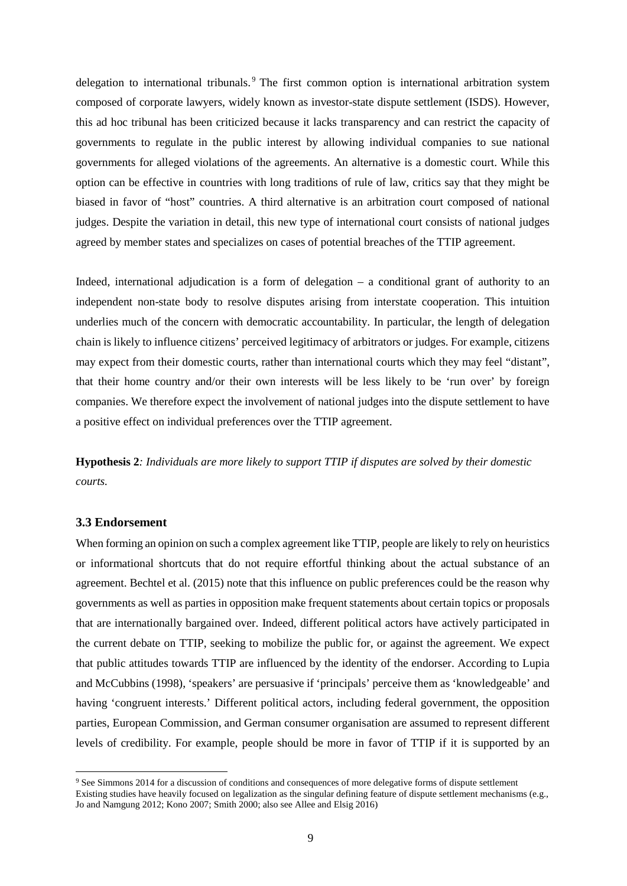delegation to international tribunals.[9] The first common option is international arbitration system composed of corporate lawyers, widely known as investor-state dispute settlement (ISDS). However, this ad hoc tribunal has been criticized because it lacks transparency and can restrict the capacity of governments to regulate in the public interest by allowing individual companies to sue national governments for alleged violations of the agreements. An alternative is a domestic court. While this option can be effective in countries with long traditions of rule of law, critics say that they might be biased in favor of "host" countries. A third alternative is an arbitration court composed of national judges. Despite the variation in detail, this new type of international court consists of national judges agreed by member states and specializes on cases of potential breaches of the TTIP agreement.

Indeed, international adjudication is a form of delegation – a conditional grant of authority to an independent non-state body to resolve disputes arising from interstate cooperation. This intuition underlies much of the concern with democratic accountability. In particular, the length of delegation chain is likely to influence citizens' perceived legitimacy of arbitrators or judges. For example, citizens may expect from their domestic courts, rather than international courts which they may feel "distant", that their home country and/or their own interests will be less likely to be 'run over' by foreign companies. We therefore expect the involvement of national judges into the dispute settlement to have a positive effect on individual preferences over the TTIP agreement.

**Hypothesis 2***: Individuals are more likely to support TTIP if disputes are solved by their domestic courts.*

### 3.3 Endorsement

When forming an opinion on such a complex agreement like TTIP, people are likely to rely on heuristics or informational shortcuts that do not require effortful thinking about the actual substance of an agreement. Bechtel et al. (2015) note that this influence on public preferences could be the reason why governments as well as parties in opposition make frequent statements about certain topics or proposals that are internationally bargained over. Indeed, different political actors have actively participated in the current debate on TTIP, seeking to mobilize the public for, or against the agreement. We expect that public attitudes towards TTIP are influenced by the identity of the endorser. According to Lupia and McCubbins (1998), 'speakers' are persuasive if 'principals' perceive them as 'knowledgeable' and having 'congruent interests.' Different political actors, including federal government, the opposition parties, European Commission, and German consumer organisation are assumed to represent different levels of credibility. For example, people should be more in favor of TTIP if it is supported by an

[9] See Simmons 2014 for a discussion of conditions and consequences of more delegative forms of dispute settlement Existing studies have heavily focused on legalization as the singular defining feature of dispute settlement mechanisms (e.g., Jo and Namgung 2012; Kono 2007; Smith 2000; also see Allee and Elsig 2016)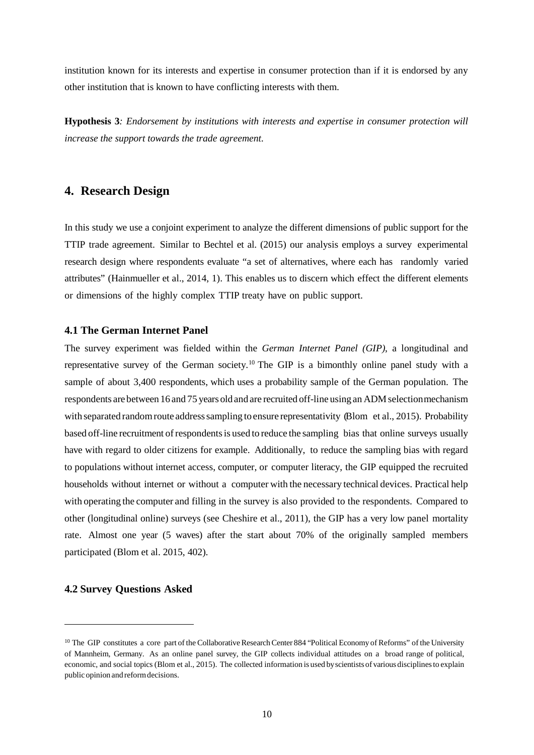institution known for its interests and expertise in consumer protection than if it is endorsed by any other institution that is known to have conflicting interests with them.

**Hypothesis 3***: Endorsement by institutions with interests and expertise in consumer protection will increase the support towards the trade agreement.*

## 4. Research Design

In this study we use a conjoint experiment to analyze the different dimensions of public support for the TTIP trade agreement. Similar to Bechtel et al. (2015) our analysis employs a survey experimental research design where respondents evaluate "a set of alternatives, where each has randomly varied attributes" (Hainmueller et al., 2014, 1). This enables us to discern which effect the different elements or dimensions of the highly complex TTIP treaty have on public support.

### 4.1 The German Internet Panel

The survey experiment was fielded within the *German Internet Panel (GIP)*, a longitudinal and representative survey of the German society.[10] The GIP is a bimonthly online panel study with a sample of about 3,400 respondents, which uses a probability sample of the German population. The respondents are between 16 and 75 years old and are recruited off-line using an ADM selection mechanism with separated random route address sampling to ensure representativity (Blom et al., 2015). Probability based off-line recruitment of respondents is used to reduce the sampling bias that online surveys usually have with regard to older citizens for example. Additionally, to reduce the sampling bias with regard to populations without internet access, computer, or computer literacy, the GIP equipped the recruited households without internet or without a computer with the necessary technical devices. Practical help with operating the computer and filling in the survey is also provided to the respondents. Compared to other (longitudinal online) surveys (see Cheshire et al., 2011), the GIP has a very low panel mortality rate. Almost one year (5 waves) after the start about 70% of the originally sampled members participated (Blom et al. 2015, 402).

### 4.2 Survey Questions Asked

[10] The GIP constitutes a core part of the Collaborative Research Center 884 "Political Economy of Reforms" of the University of Mannheim, Germany. As an online panel survey, the GIP collects individual attitudes on a broad range of political, economic, and social topics (Blom et al., 2015). The collected information is used by scientists of various disciplines to explain public opinion and reform decisions.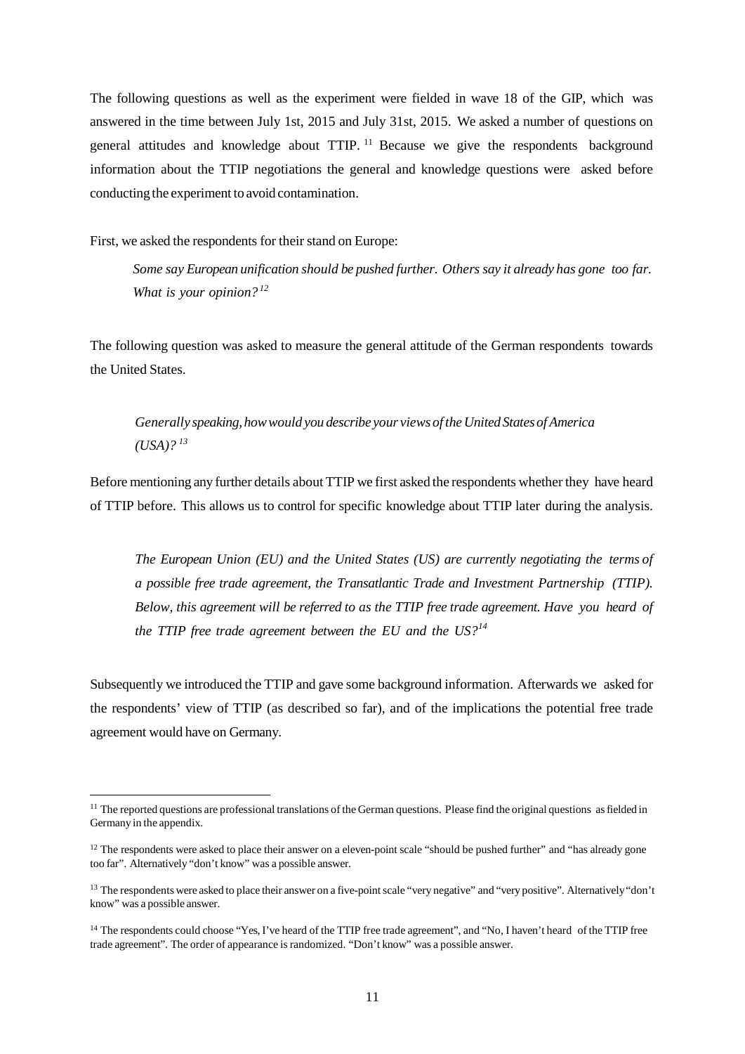The following questions as well as the experiment were fielded in wave 18 of the GIP, which was answered in the time between July 1st, 2015 and July 31st, 2015. We asked a number of questions on general attitudes and knowledge about TTIP. [11] Because we give the respondents background information about the TTIP negotiations the general and knowledge questions were asked before conducting the experiment to avoid contamination.

First, we asked the respondents for their stand on Europe:

> *Some say European unification should be pushed further. Others say it already has gone too far. What is your opinion?* [12]

The following question was asked to measure the general attitude of the German respondents towards the United States.

> *Generally speaking, how would you describe your views of the United States of America (USA)?* [13]

Before mentioning any further details about TTIP we first asked the respondents whether they have heard of TTIP before. This allows us to control for specific knowledge about TTIP later during the analysis.

> *The European Union (EU) and the United States (US) are currently negotiating the terms of a possible free trade agreement, the Transatlantic Trade and Investment Partnership (TTIP). Below, this agreement will be referred to as the TTIP free trade agreement. Have you heard of the TTIP free trade agreement between the EU and the US?* [14]

Subsequently we introduced the TTIP and gave some background information. Afterwards we asked for the respondents' view of TTIP (as described so far), and of the implications the potential free trade agreement would have on Germany.

---

[11] The reported questions are professional translations of the German questions. Please find the original questions as fielded in Germany in the appendix.

[12] The respondents were asked to place their answer on a eleven-point scale "should be pushed further" and "has already gone too far". Alternatively "don't know" was a possible answer.

[13] The respondents were asked to place their answer on a five-point scale "very negative" and "very positive". Alternatively "don't know" was a possible answer.

[14] The respondents could choose "Yes, I've heard of the TTIP free trade agreement", and "No, I haven't heard of the TTIP free trade agreement". The order of appearance is randomized. "Don't know" was a possible answer.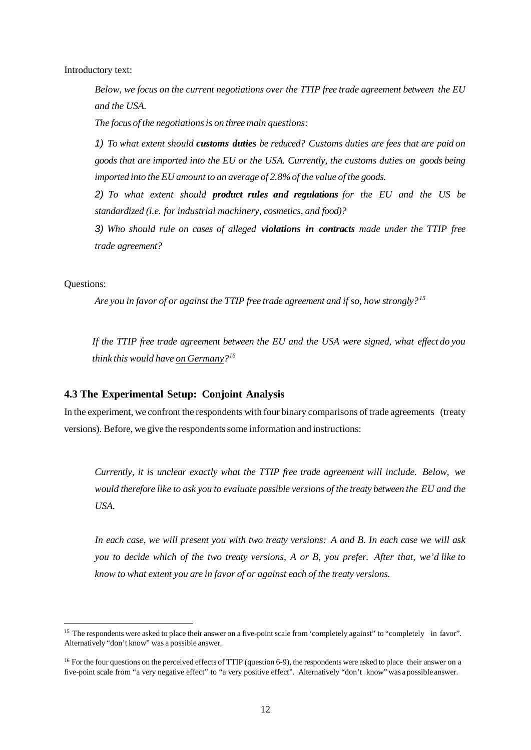Introductory text:

> *Below, we focus on the current negotiations over the TTIP free trade agreement between the EU and the USA.*
>
> *The focus of the negotiations is on three main questions:*
>
> *1) To what extent should **customs duties** be reduced? Customs duties are fees that are paid on goods that are imported into the EU or the USA. Currently, the customs duties on goods being imported into the EU amount to an average of 2.8% of the value of the goods.*
>
> *2) To what extent should **product rules and regulations** for the EU and the US be standardized (i.e. for industrial machinery, cosmetics, and food)?*
>
> *3) Who should rule on cases of alleged **violations in contracts** made under the TTIP free trade agreement?*

Questions:

> *Are you in favor of or against the TTIP free trade agreement and if so, how strongly?*[15]
>
> *If the TTIP free trade agreement between the EU and the USA were signed, what effect do you think this would have on Germany?*[16]

### 4.3 The Experimental Setup: Conjoint Analysis

In the experiment, we confront the respondents with four binary comparisons of trade agreements (treaty versions). Before, we give the respondents some information and instructions:

> *Currently, it is unclear exactly what the TTIP free trade agreement will include. Below, we would therefore like to ask you to evaluate possible versions of the treaty between the EU and the USA.*
>
> *In each case, we will present you with two treaty versions: A and B. In each case we will ask you to decide which of the two treaty versions, A or B, you prefer. After that, we'd like to know to what extent you are in favor of or against each of the treaty versions.*

---

[15] The respondents were asked to place their answer on a five-point scale from 'completely against" to "completely in favor". Alternatively "don't know" was a possible answer.

[16] For the four questions on the perceived effects of TTIP (question 6-9), the respondents were asked to place their answer on a five-point scale from "a very negative effect" to "a very positive effect". Alternatively "don't know" was a possible answer.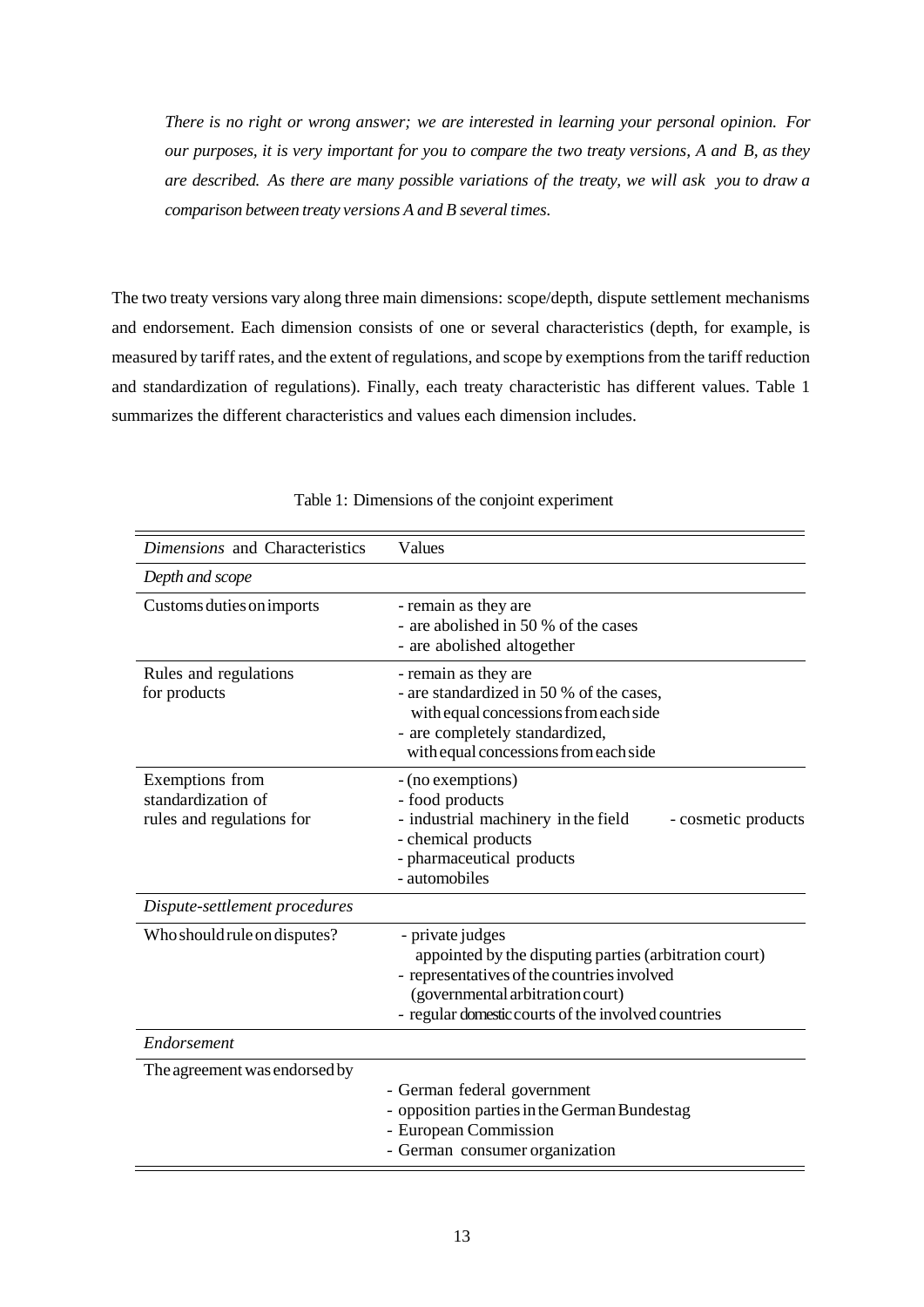*There is no right or wrong answer; we are interested in learning your personal opinion. For our purposes, it is very important for you to compare the two treaty versions, A and B, as they are described. As there are many possible variations of the treaty, we will ask you to draw a comparison between treaty versions A and B several times.*

The two treaty versions vary along three main dimensions: scope/depth, dispute settlement mechanisms and endorsement. Each dimension consists of one or several characteristics (depth, for example, is measured by tariff rates, and the extent of regulations, and scope by exemptions from the tariff reduction and standardization of regulations). Finally, each treaty characteristic has different values. Table 1 summarizes the different characteristics and values each dimension includes.

Table 1: Dimensions of the conjoint experiment

| *Dimensions* and Characteristics | Values |
|---|---|
| *Depth and scope* | |
| Customs duties on imports | - remain as they are<br>- are abolished in 50 % of the cases<br>- are abolished altogether |
| Rules and regulations for products | - remain as they are<br>- are standardized in 50 % of the cases, with equal concessions from each side<br>- are completely standardized, with equal concessions from each side |
| Exemptions from standardization of rules and regulations for | - (no exemptions)<br>- food products<br>- industrial machinery in the field<br>- cosmetic products<br>- chemical products<br>- pharmaceutical products<br>- automobiles |
| *Dispute-settlement procedures* | |
| Who should rule on disputes? | - private judges appointed by the disputing parties (arbitration court)<br>- representatives of the countries involved (governmental arbitration court)<br>- regular domestic courts of the involved countries |
| *Endorsement* | |
| The agreement was endorsed by | - German federal government<br>- opposition parties in the German Bundestag<br>- European Commission<br>- German consumer organization |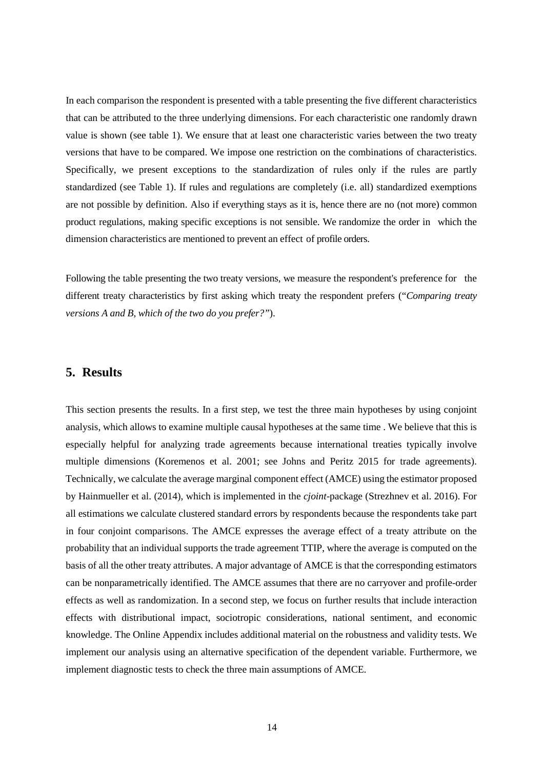In each comparison the respondent is presented with a table presenting the five different characteristics that can be attributed to the three underlying dimensions. For each characteristic one randomly drawn value is shown (see table 1). We ensure that at least one characteristic varies between the two treaty versions that have to be compared. We impose one restriction on the combinations of characteristics. Specifically, we present exceptions to the standardization of rules only if the rules are partly standardized (see Table 1). If rules and regulations are completely (i.e. all) standardized exemptions are not possible by definition. Also if everything stays as it is, hence there are no (not more) common product regulations, making specific exceptions is not sensible. We randomize the order in which the dimension characteristics are mentioned to prevent an effect of profile orders.

Following the table presenting the two treaty versions, we measure the respondent's preference for the different treaty characteristics by first asking which treaty the respondent prefers ("*Comparing treaty versions A and B, which of the two do you prefer?*").

## 5. Results

This section presents the results. In a first step, we test the three main hypotheses by using conjoint analysis, which allows to examine multiple causal hypotheses at the same time . We believe that this is especially helpful for analyzing trade agreements because international treaties typically involve multiple dimensions (Koremenos et al. 2001; see Johns and Peritz 2015 for trade agreements). Technically, we calculate the average marginal component effect (AMCE) using the estimator proposed by Hainmueller et al. (2014), which is implemented in the *cjoint*-package (Strezhnev et al. 2016). For all estimations we calculate clustered standard errors by respondents because the respondents take part in four conjoint comparisons. The AMCE expresses the average effect of a treaty attribute on the probability that an individual supports the trade agreement TTIP, where the average is computed on the basis of all the other treaty attributes. A major advantage of AMCE is that the corresponding estimators can be nonparametrically identified. The AMCE assumes that there are no carryover and profile-order effects as well as randomization. In a second step, we focus on further results that include interaction effects with distributional impact, sociotropic considerations, national sentiment, and economic knowledge. The Online Appendix includes additional material on the robustness and validity tests. We implement our analysis using an alternative specification of the dependent variable. Furthermore, we implement diagnostic tests to check the three main assumptions of AMCE.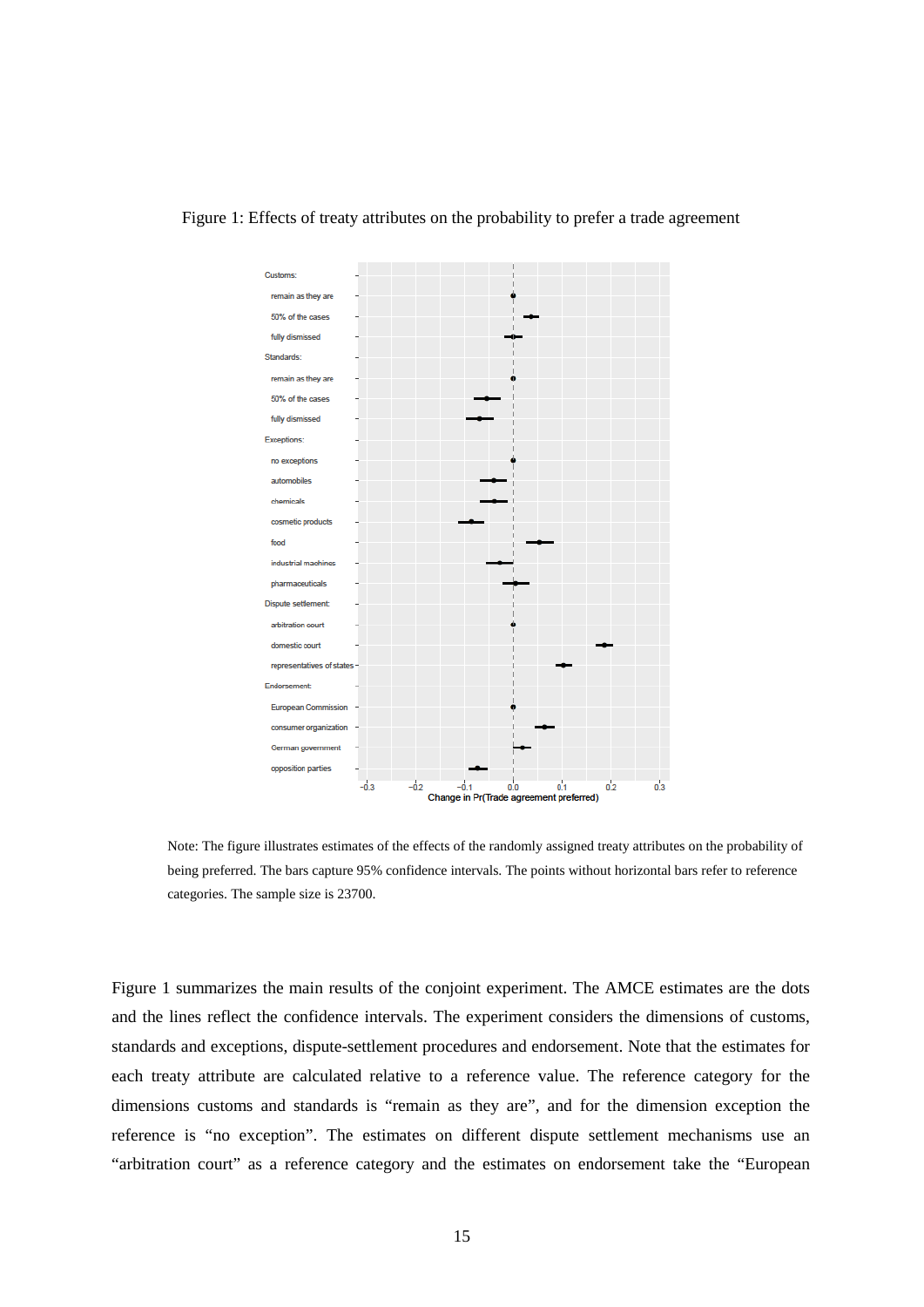Figure 1: Effects of treaty attributes on the probability to prefer a trade agreement

Note: The figure illustrates estimates of the effects of the randomly assigned treaty attributes on the probability of being preferred. The bars capture 95% confidence intervals. The points without horizontal bars refer to reference categories. The sample size is 23700.

Figure 1 summarizes the main results of the conjoint experiment. The AMCE estimates are the dots and the lines reflect the confidence intervals. The experiment considers the dimensions of customs, standards and exceptions, dispute-settlement procedures and endorsement. Note that the estimates for each treaty attribute are calculated relative to a reference value. The reference category for the dimensions customs and standards is "remain as they are", and for the dimension exception the reference is "no exception". The estimates on different dispute settlement mechanisms use an "arbitration court" as a reference category and the estimates on endorsement take the "European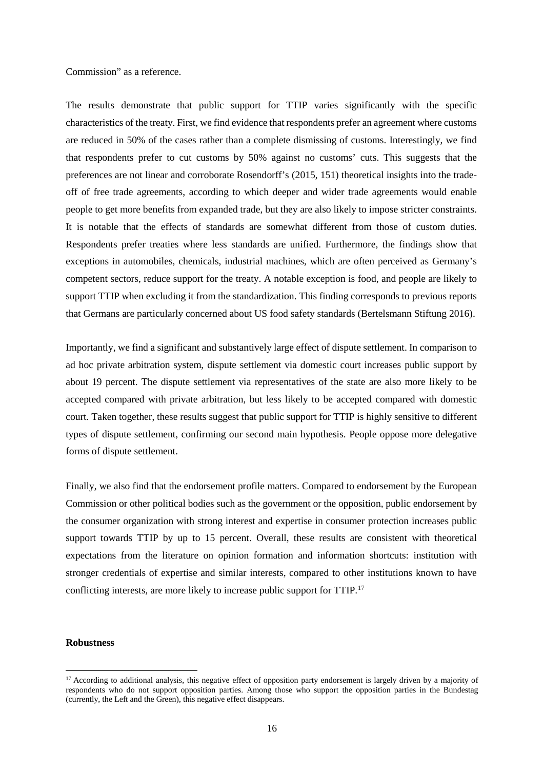Commission" as a reference.

The results demonstrate that public support for TTIP varies significantly with the specific characteristics of the treaty. First, we find evidence that respondents prefer an agreement where customs are reduced in 50% of the cases rather than a complete dismissing of customs. Interestingly, we find that respondents prefer to cut customs by 50% against no customs' cuts. This suggests that the preferences are not linear and corroborate Rosendorff's (2015, 151) theoretical insights into the trade-off of free trade agreements, according to which deeper and wider trade agreements would enable people to get more benefits from expanded trade, but they are also likely to impose stricter constraints. It is notable that the effects of standards are somewhat different from those of custom duties. Respondents prefer treaties where less standards are unified. Furthermore, the findings show that exceptions in automobiles, chemicals, industrial machines, which are often perceived as Germany's competent sectors, reduce support for the treaty. A notable exception is food, and people are likely to support TTIP when excluding it from the standardization. This finding corresponds to previous reports that Germans are particularly concerned about US food safety standards (Bertelsmann Stiftung 2016).

Importantly, we find a significant and substantively large effect of dispute settlement. In comparison to ad hoc private arbitration system, dispute settlement via domestic court increases public support by about 19 percent. The dispute settlement via representatives of the state are also more likely to be accepted compared with private arbitration, but less likely to be accepted compared with domestic court. Taken together, these results suggest that public support for TTIP is highly sensitive to different types of dispute settlement, confirming our second main hypothesis. People oppose more delegative forms of dispute settlement.

Finally, we also find that the endorsement profile matters. Compared to endorsement by the European Commission or other political bodies such as the government or the opposition, public endorsement by the consumer organization with strong interest and expertise in consumer protection increases public support towards TTIP by up to 15 percent. Overall, these results are consistent with theoretical expectations from the literature on opinion formation and information shortcuts: institution with stronger credentials of expertise and similar interests, compared to other institutions known to have conflicting interests, are more likely to increase public support for TTIP.[17]

**Robustness**

[17] According to additional analysis, this negative effect of opposition party endorsement is largely driven by a majority of respondents who do not support opposition parties. Among those who support the opposition parties in the Bundestag (currently, the Left and the Green), this negative effect disappears.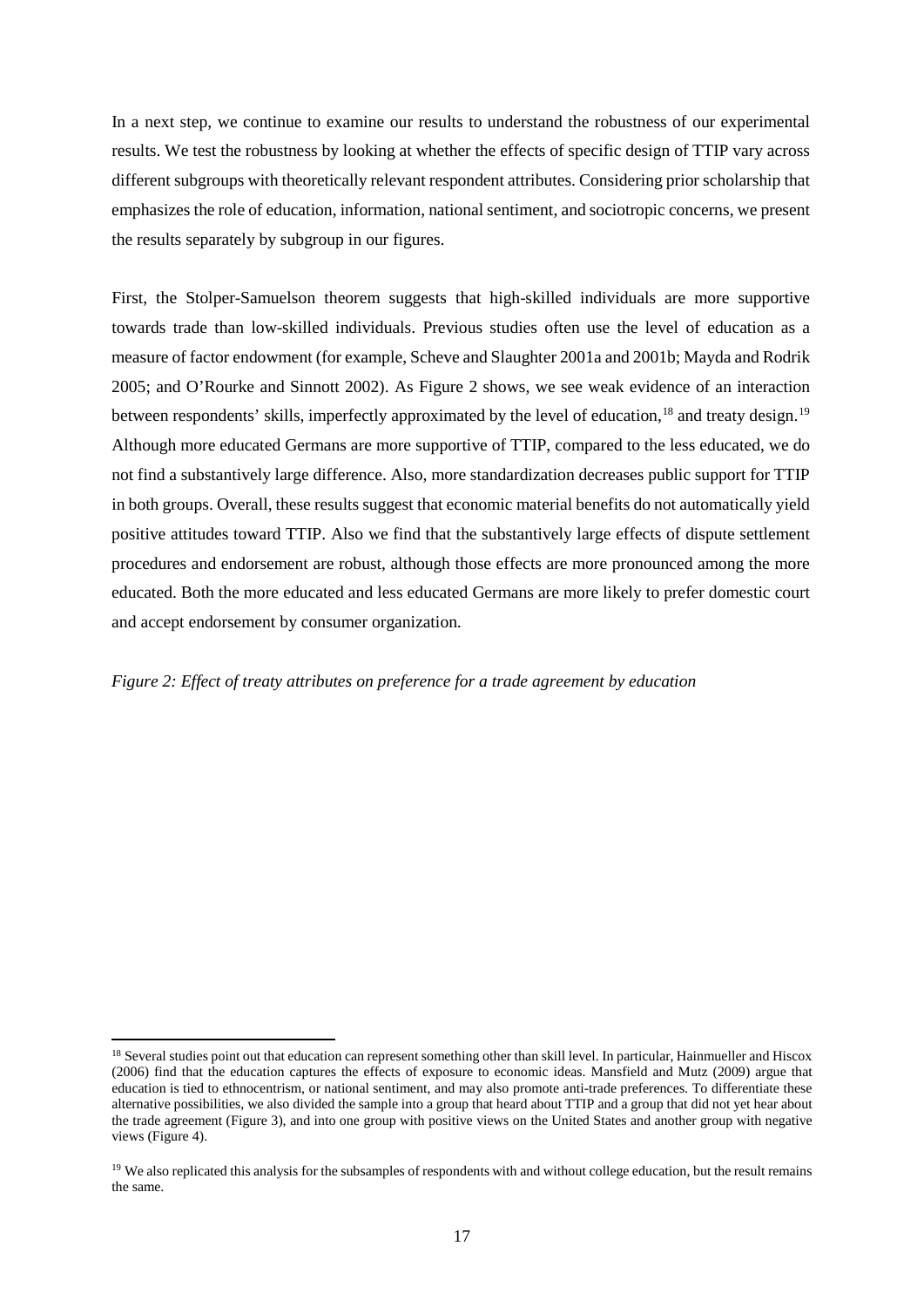In a next step, we continue to examine our results to understand the robustness of our experimental results. We test the robustness by looking at whether the effects of specific design of TTIP vary across different subgroups with theoretically relevant respondent attributes. Considering prior scholarship that emphasizes the role of education, information, national sentiment, and sociotropic concerns, we present the results separately by subgroup in our figures.

First, the Stolper-Samuelson theorem suggests that high-skilled individuals are more supportive towards trade than low-skilled individuals. Previous studies often use the level of education as a measure of factor endowment (for example, Scheve and Slaughter 2001a and 2001b; Mayda and Rodrik 2005; and O'Rourke and Sinnott 2002). As Figure 2 shows, we see weak evidence of an interaction between respondents' skills, imperfectly approximated by the level of education,[18] and treaty design.[19] Although more educated Germans are more supportive of TTIP, compared to the less educated, we do not find a substantively large difference. Also, more standardization decreases public support for TTIP in both groups. Overall, these results suggest that economic material benefits do not automatically yield positive attitudes toward TTIP. Also we find that the substantively large effects of dispute settlement procedures and endorsement are robust, although those effects are more pronounced among the more educated. Both the more educated and less educated Germans are more likely to prefer domestic court and accept endorsement by consumer organization.

*Figure 2: Effect of treaty attributes on preference for a trade agreement by education*

[18] Several studies point out that education can represent something other than skill level. In particular, Hainmueller and Hiscox (2006) find that the education captures the effects of exposure to economic ideas. Mansfield and Mutz (2009) argue that education is tied to ethnocentrism, or national sentiment, and may also promote anti-trade preferences. To differentiate these alternative possibilities, we also divided the sample into a group that heard about TTIP and a group that did not yet hear about the trade agreement (Figure 3), and into one group with positive views on the United States and another group with negative views (Figure 4).

[19] We also replicated this analysis for the subsamples of respondents with and without college education, but the result remains the same.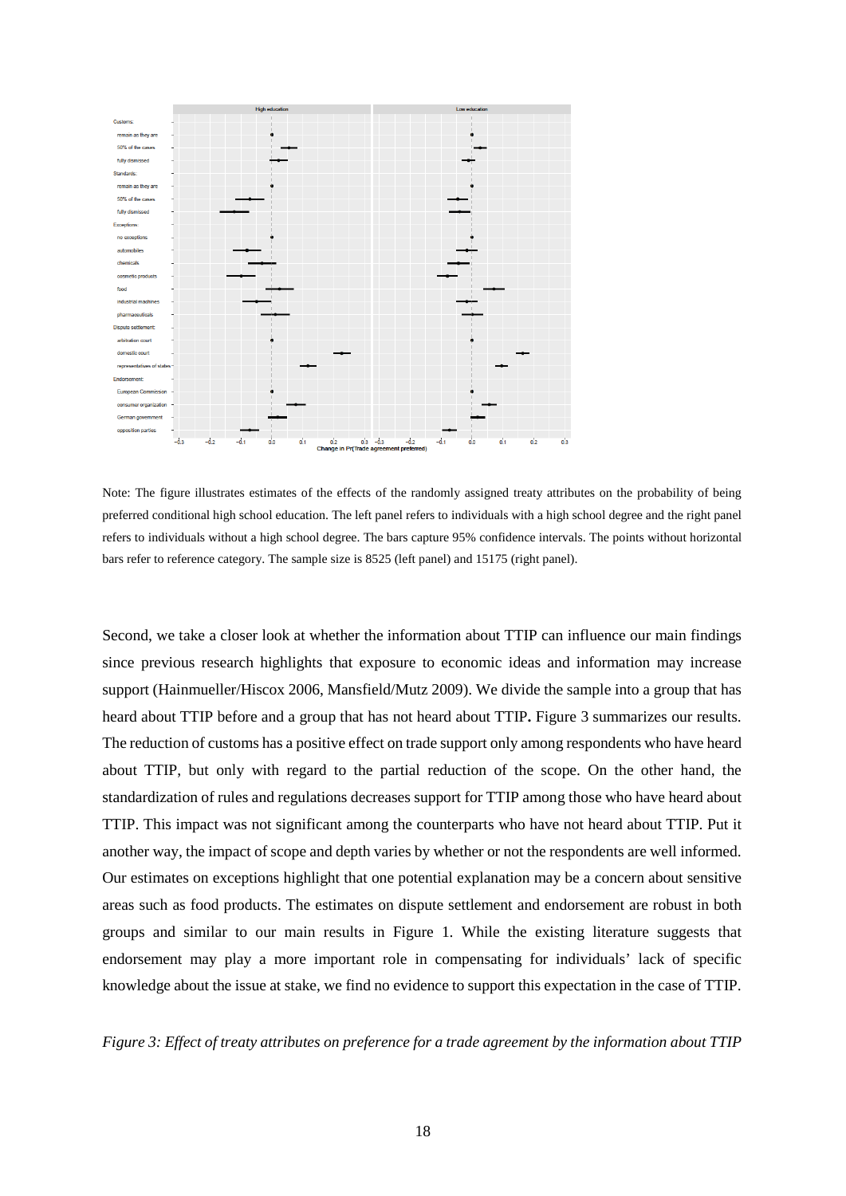Note: The figure illustrates estimates of the effects of the randomly assigned treaty attributes on the probability of being preferred conditional high school education. The left panel refers to individuals with a high school degree and the right panel refers to individuals without a high school degree. The bars capture 95% confidence intervals. The points without horizontal bars refer to reference category. The sample size is 8525 (left panel) and 15175 (right panel).

Second, we take a closer look at whether the information about TTIP can influence our main findings since previous research highlights that exposure to economic ideas and information may increase support (Hainmueller/Hiscox 2006, Mansfield/Mutz 2009). We divide the sample into a group that has heard about TTIP before and a group that has not heard about TTIP**.** Figure 3 summarizes our results. The reduction of customs has a positive effect on trade support only among respondents who have heard about TTIP, but only with regard to the partial reduction of the scope. On the other hand, the standardization of rules and regulations decreases support for TTIP among those who have heard about TTIP. This impact was not significant among the counterparts who have not heard about TTIP. Put it another way, the impact of scope and depth varies by whether or not the respondents are well informed. Our estimates on exceptions highlight that one potential explanation may be a concern about sensitive areas such as food products. The estimates on dispute settlement and endorsement are robust in both groups and similar to our main results in Figure 1. While the existing literature suggests that endorsement may play a more important role in compensating for individuals' lack of specific knowledge about the issue at stake, we find no evidence to support this expectation in the case of TTIP.

*Figure 3: Effect of treaty attributes on preference for a trade agreement by the information about TTIP*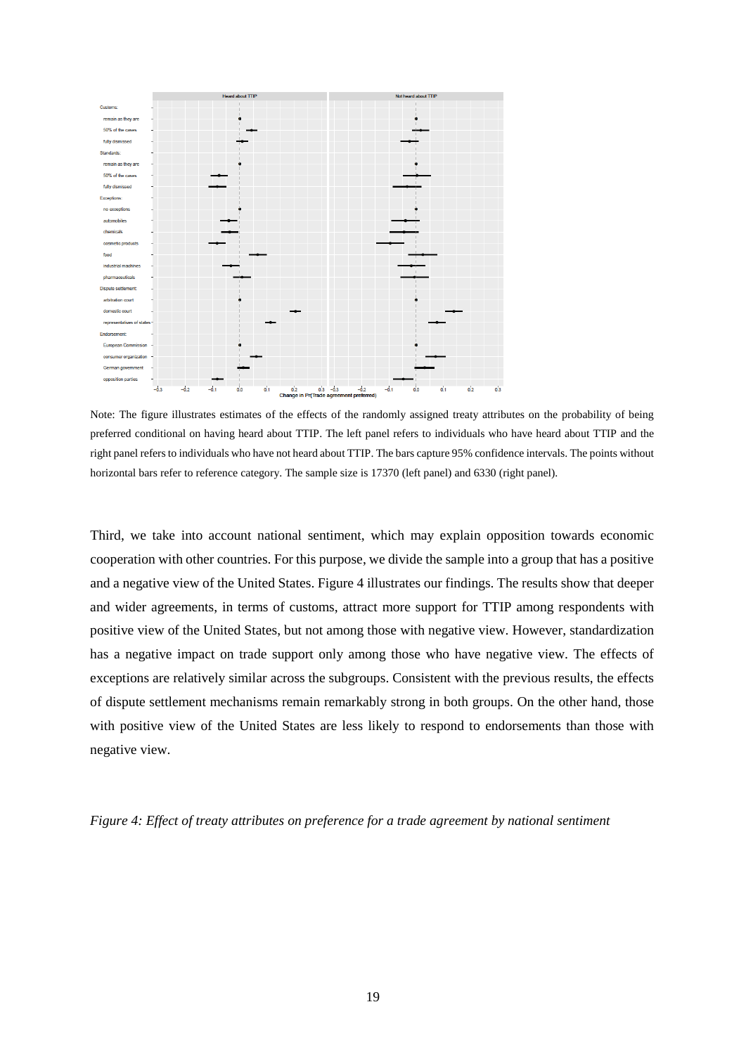Note: The figure illustrates estimates of the effects of the randomly assigned treaty attributes on the probability of being preferred conditional on having heard about TTIP. The left panel refers to individuals who have heard about TTIP and the right panel refers to individuals who have not heard about TTIP. The bars capture 95% confidence intervals. The points without horizontal bars refer to reference category. The sample size is 17370 (left panel) and 6330 (right panel).

Third, we take into account national sentiment, which may explain opposition towards economic cooperation with other countries. For this purpose, we divide the sample into a group that has a positive and a negative view of the United States. Figure 4 illustrates our findings. The results show that deeper and wider agreements, in terms of customs, attract more support for TTIP among respondents with positive view of the United States, but not among those with negative view. However, standardization has a negative impact on trade support only among those who have negative view. The effects of exceptions are relatively similar across the subgroups. Consistent with the previous results, the effects of dispute settlement mechanisms remain remarkably strong in both groups. On the other hand, those with positive view of the United States are less likely to respond to endorsements than those with negative view.

*Figure 4: Effect of treaty attributes on preference for a trade agreement by national sentiment*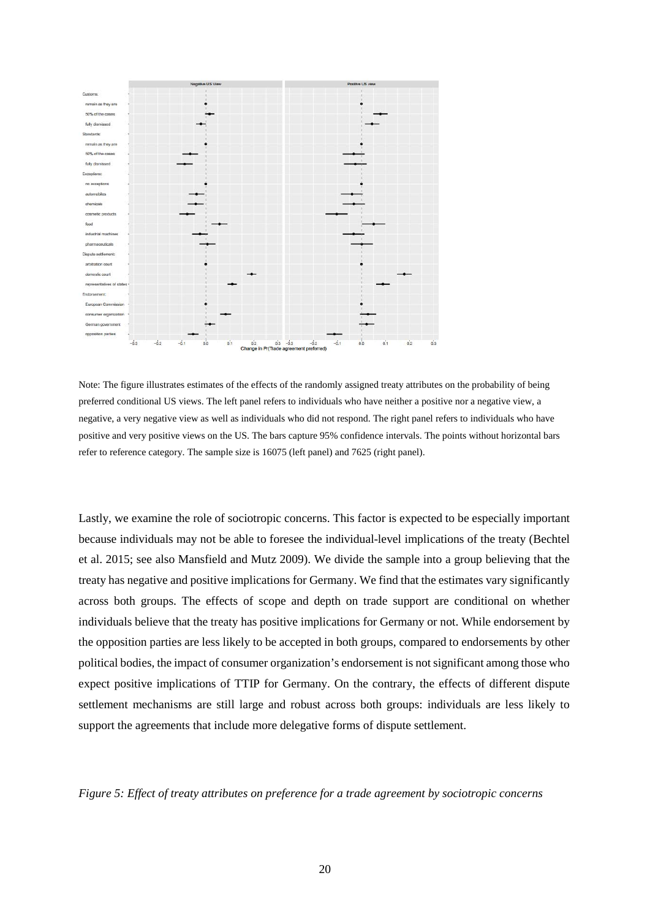Note: The figure illustrates estimates of the effects of the randomly assigned treaty attributes on the probability of being preferred conditional US views. The left panel refers to individuals who have neither a positive nor a negative view, a negative, a very negative view as well as individuals who did not respond. The right panel refers to individuals who have positive and very positive views on the US. The bars capture 95% confidence intervals. The points without horizontal bars refer to reference category. The sample size is 16075 (left panel) and 7625 (right panel).

Lastly, we examine the role of sociotropic concerns. This factor is expected to be especially important because individuals may not be able to foresee the individual-level implications of the treaty (Bechtel et al. 2015; see also Mansfield and Mutz 2009). We divide the sample into a group believing that the treaty has negative and positive implications for Germany. We find that the estimates vary significantly across both groups. The effects of scope and depth on trade support are conditional on whether individuals believe that the treaty has positive implications for Germany or not. While endorsement by the opposition parties are less likely to be accepted in both groups, compared to endorsements by other political bodies, the impact of consumer organization's endorsement is not significant among those who expect positive implications of TTIP for Germany. On the contrary, the effects of different dispute settlement mechanisms are still large and robust across both groups: individuals are less likely to support the agreements that include more delegative forms of dispute settlement.

*Figure 5: Effect of treaty attributes on preference for a trade agreement by sociotropic concerns*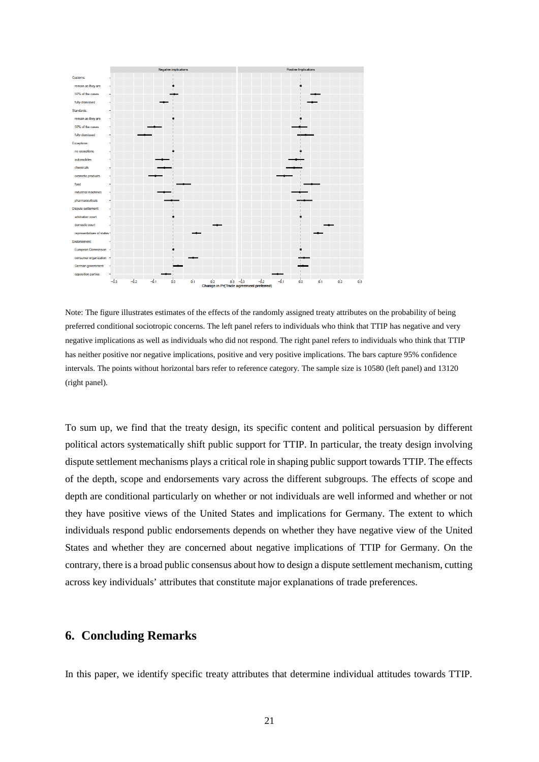Note: The figure illustrates estimates of the effects of the randomly assigned treaty attributes on the probability of being preferred conditional sociotropic concerns. The left panel refers to individuals who think that TTIP has negative and very negative implications as well as individuals who did not respond. The right panel refers to individuals who think that TTIP has neither positive nor negative implications, positive and very positive implications. The bars capture 95% confidence intervals. The points without horizontal bars refer to reference category. The sample size is 10580 (left panel) and 13120 (right panel).

To sum up, we find that the treaty design, its specific content and political persuasion by different political actors systematically shift public support for TTIP. In particular, the treaty design involving dispute settlement mechanisms plays a critical role in shaping public support towards TTIP. The effects of the depth, scope and endorsements vary across the different subgroups. The effects of scope and depth are conditional particularly on whether or not individuals are well informed and whether or not they have positive views of the United States and implications for Germany. The extent to which individuals respond public endorsements depends on whether they have negative view of the United States and whether they are concerned about negative implications of TTIP for Germany. On the contrary, there is a broad public consensus about how to design a dispute settlement mechanism, cutting across key individuals' attributes that constitute major explanations of trade preferences.

## 6. Concluding Remarks

In this paper, we identify specific treaty attributes that determine individual attitudes towards TTIP.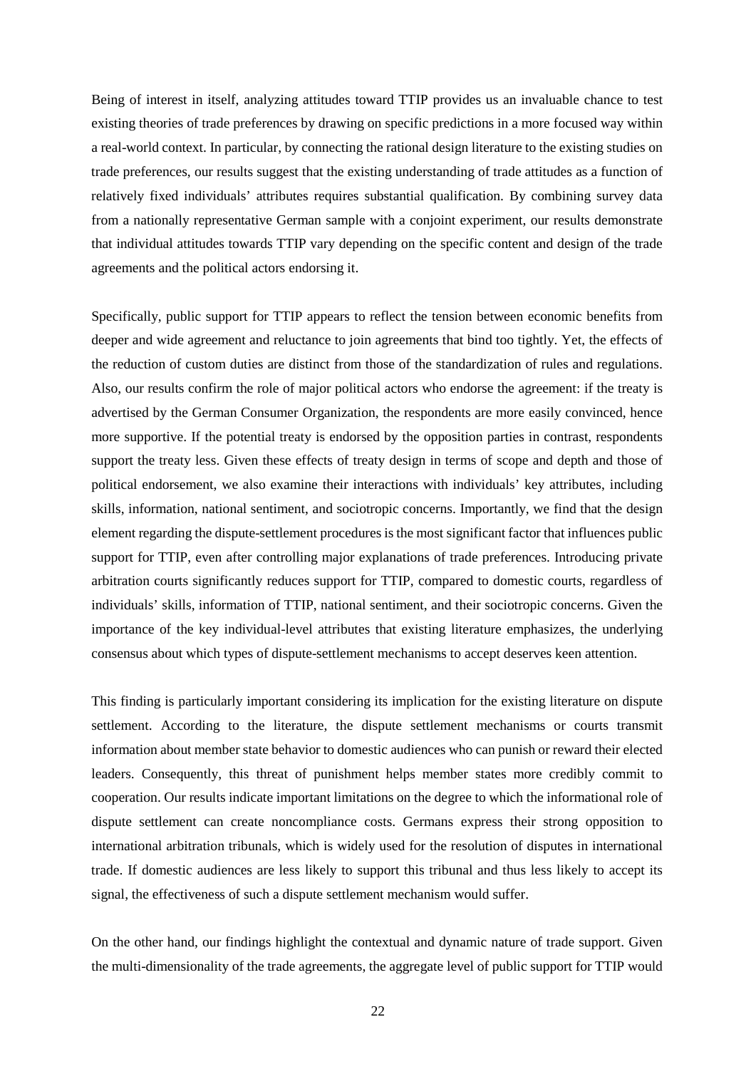Being of interest in itself, analyzing attitudes toward TTIP provides us an invaluable chance to test existing theories of trade preferences by drawing on specific predictions in a more focused way within a real-world context. In particular, by connecting the rational design literature to the existing studies on trade preferences, our results suggest that the existing understanding of trade attitudes as a function of relatively fixed individuals' attributes requires substantial qualification. By combining survey data from a nationally representative German sample with a conjoint experiment, our results demonstrate that individual attitudes towards TTIP vary depending on the specific content and design of the trade agreements and the political actors endorsing it.

Specifically, public support for TTIP appears to reflect the tension between economic benefits from deeper and wide agreement and reluctance to join agreements that bind too tightly. Yet, the effects of the reduction of custom duties are distinct from those of the standardization of rules and regulations. Also, our results confirm the role of major political actors who endorse the agreement: if the treaty is advertised by the German Consumer Organization, the respondents are more easily convinced, hence more supportive. If the potential treaty is endorsed by the opposition parties in contrast, respondents support the treaty less. Given these effects of treaty design in terms of scope and depth and those of political endorsement, we also examine their interactions with individuals' key attributes, including skills, information, national sentiment, and sociotropic concerns. Importantly, we find that the design element regarding the dispute-settlement procedures is the most significant factor that influences public support for TTIP, even after controlling major explanations of trade preferences. Introducing private arbitration courts significantly reduces support for TTIP, compared to domestic courts, regardless of individuals' skills, information of TTIP, national sentiment, and their sociotropic concerns. Given the importance of the key individual-level attributes that existing literature emphasizes, the underlying consensus about which types of dispute-settlement mechanisms to accept deserves keen attention.

This finding is particularly important considering its implication for the existing literature on dispute settlement. According to the literature, the dispute settlement mechanisms or courts transmit information about member state behavior to domestic audiences who can punish or reward their elected leaders. Consequently, this threat of punishment helps member states more credibly commit to cooperation. Our results indicate important limitations on the degree to which the informational role of dispute settlement can create noncompliance costs. Germans express their strong opposition to international arbitration tribunals, which is widely used for the resolution of disputes in international trade. If domestic audiences are less likely to support this tribunal and thus less likely to accept its signal, the effectiveness of such a dispute settlement mechanism would suffer.

On the other hand, our findings highlight the contextual and dynamic nature of trade support. Given the multi-dimensionality of the trade agreements, the aggregate level of public support for TTIP would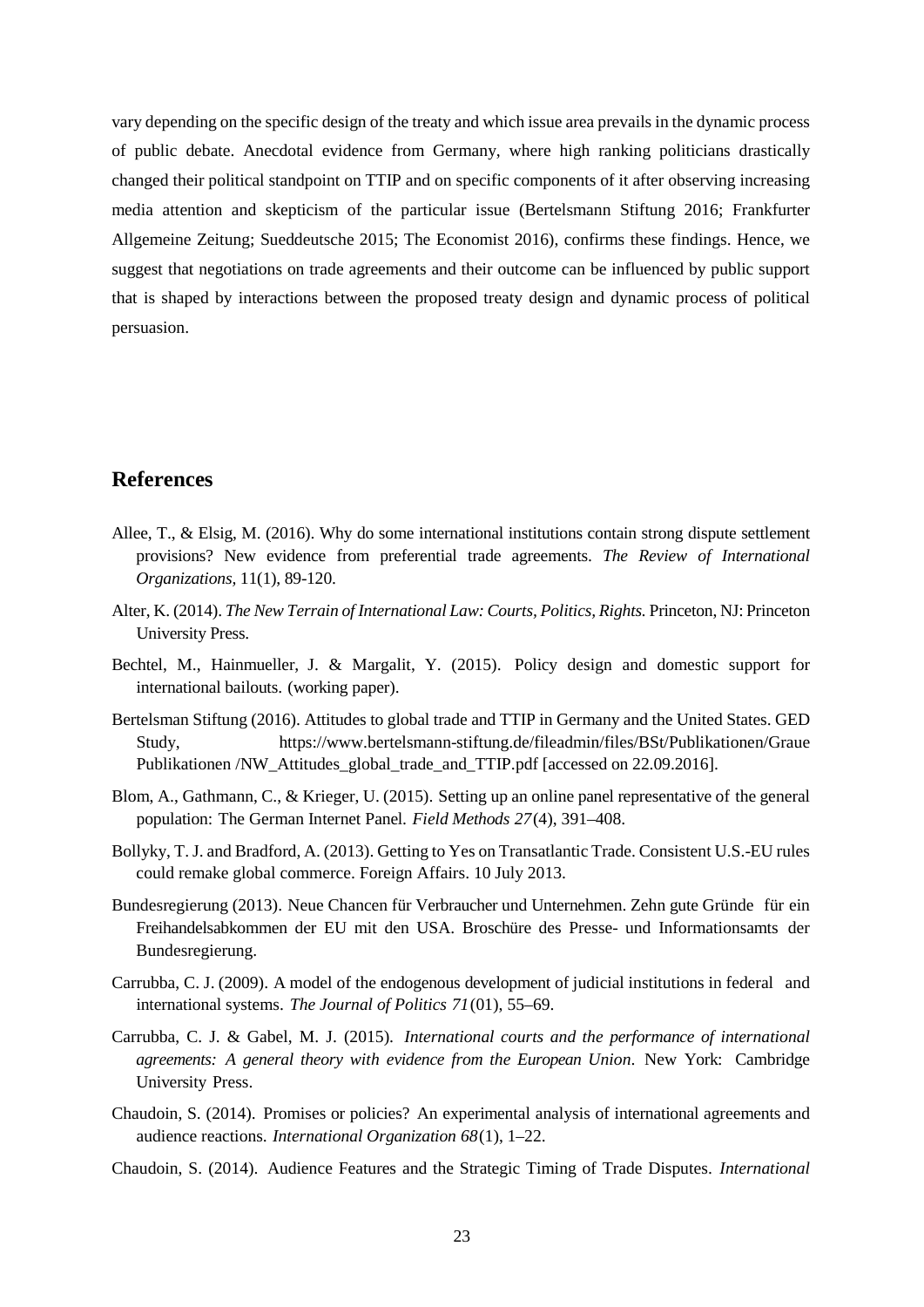vary depending on the specific design of the treaty and which issue area prevails in the dynamic process of public debate. Anecdotal evidence from Germany, where high ranking politicians drastically changed their political standpoint on TTIP and on specific components of it after observing increasing media attention and skepticism of the particular issue (Bertelsmann Stiftung 2016; Frankfurter Allgemeine Zeitung; Sueddeutsche 2015; The Economist 2016), confirms these findings. Hence, we suggest that negotiations on trade agreements and their outcome can be influenced by public support that is shaped by interactions between the proposed treaty design and dynamic process of political persuasion.

## References

Allee, T., & Elsig, M. (2016). Why do some international institutions contain strong dispute settlement provisions? New evidence from preferential trade agreements. *The Review of International Organizations*, 11(1), 89-120.

Alter, K. (2014). *The New Terrain of International Law: Courts, Politics, Rights.* Princeton, NJ: Princeton University Press.

Bechtel, M., Hainmueller, J. & Margalit, Y. (2015). Policy design and domestic support for international bailouts. (working paper).

Bertelsman Stiftung (2016). Attitudes to global trade and TTIP in Germany and the United States. GED Study, https://www.bertelsmann-stiftung.de/fileadmin/files/BSt/Publikationen/Graue Publikationen /NW_Attitudes_global_trade_and_TTIP.pdf [accessed on 22.09.2016].

Blom, A., Gathmann, C., & Krieger, U. (2015). Setting up an online panel representative of the general population: The German Internet Panel. *Field Methods 27*(4), 391–408.

Bollyky, T. J. and Bradford, A. (2013). Getting to Yes on Transatlantic Trade. Consistent U.S.-EU rules could remake global commerce. Foreign Affairs. 10 July 2013.

Bundesregierung (2013). Neue Chancen für Verbraucher und Unternehmen. Zehn gute Gründe für ein Freihandelsabkommen der EU mit den USA. Broschüre des Presse- und Informationsamts der Bundesregierung.

Carrubba, C. J. (2009). A model of the endogenous development of judicial institutions in federal and international systems. *The Journal of Politics 71*(01), 55–69.

Carrubba, C. J. & Gabel, M. J. (2015). *International courts and the performance of international agreements: A general theory with evidence from the European Union*. New York: Cambridge University Press.

Chaudoin, S. (2014). Promises or policies? An experimental analysis of international agreements and audience reactions. *International Organization 68*(1), 1–22.

Chaudoin, S. (2014). Audience Features and the Strategic Timing of Trade Disputes. *International*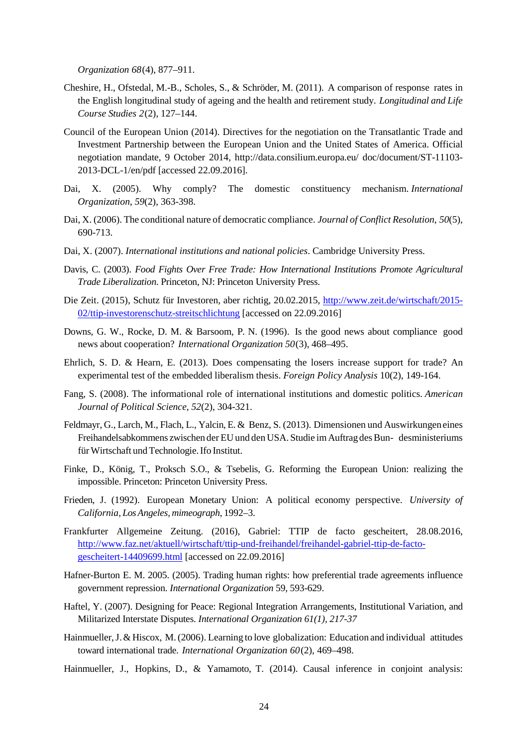*Organization 68*(4), 877–911.

Cheshire, H., Ofstedal, M.-B., Scholes, S., & Schröder, M. (2011). A comparison of response rates in the English longitudinal study of ageing and the health and retirement study. *Longitudinal and Life Course Studies 2*(2), 127–144.

Council of the European Union (2014). Directives for the negotiation on the Transatlantic Trade and Investment Partnership between the European Union and the United States of America. Official negotiation mandate, 9 October 2014, http://data.consilium.europa.eu/ doc/document/ST-11103-2013-DCL-1/en/pdf [accessed 22.09.2016].

Dai, X. (2005). Why comply? The domestic constituency mechanism. *International Organization*, *59*(2), 363-398.

Dai, X. (2006). The conditional nature of democratic compliance. *Journal of Conflict Resolution*, *50*(5), 690-713.

Dai, X. (2007). *International institutions and national policies*. Cambridge University Press.

Davis, C. (2003). *Food Fights Over Free Trade: How International Institutions Promote Agricultural Trade Liberalization.* Princeton, NJ: Princeton University Press.

Die Zeit. (2015), Schutz für Investoren, aber richtig, 20.02.2015, [http://www.zeit.de/wirtschaft/2015-02/ttip-investorenschutz-streitschlichtung](http://www.zeit.de/wirtschaft/2015-02/ttip-investorenschutz-streitschlichtung) [accessed on 22.09.2016]

Downs, G. W., Rocke, D. M. & Barsoom, P. N. (1996). Is the good news about compliance good news about cooperation? *International Organization 50*(3), 468–495.

Ehrlich, S. D. & Hearn, E. (2013). Does compensating the losers increase support for trade? An experimental test of the embedded liberalism thesis. *Foreign Policy Analysis* 10(2), 149-164.

Fang, S. (2008). The informational role of international institutions and domestic politics. *American Journal of Political Science*, *52*(2), 304-321.

Feldmayr, G., Larch, M., Flach, L., Yalcin, E. & Benz, S. (2013). Dimensionen und Auswirkungen eines Freihandelsabkommens zwischen der EU und den USA. Studie im Auftrag des Bun- desministeriums für Wirtschaft und Technologie. Ifo Institut.

Finke, D., König, T., Proksch S.O., & Tsebelis, G. Reforming the European Union: realizing the impossible. Princeton: Princeton University Press.

Frieden, J. (1992). European Monetary Union: A political economy perspective. *University of California, Los Angeles, mimeograph*, 1992–3.

Frankfurter Allgemeine Zeitung. (2016), Gabriel: TTIP de facto gescheitert, 28.08.2016, [http://www.faz.net/aktuell/wirtschaft/ttip-und-freihandel/freihandel-gabriel-ttip-de-facto-gescheitert-14409699.html](http://www.faz.net/aktuell/wirtschaft/ttip-und-freihandel/freihandel-gabriel-ttip-de-facto-gescheitert-14409699.html) [accessed on 22.09.2016]

Hafner-Burton E. M. 2005. (2005). Trading human rights: how preferential trade agreements influence government repression. *International Organization* 59, 593-629.

Haftel, Y. (2007). Designing for Peace: Regional Integration Arrangements, Institutional Variation, and Militarized Interstate Disputes. *International Organization 61(1), 217-37*

Hainmueller, J. & Hiscox, M. (2006). Learning to love globalization: Education and individual attitudes toward international trade. *International Organization 60*(2), 469–498.

Hainmueller, J., Hopkins, D., & Yamamoto, T. (2014). Causal inference in conjoint analysis: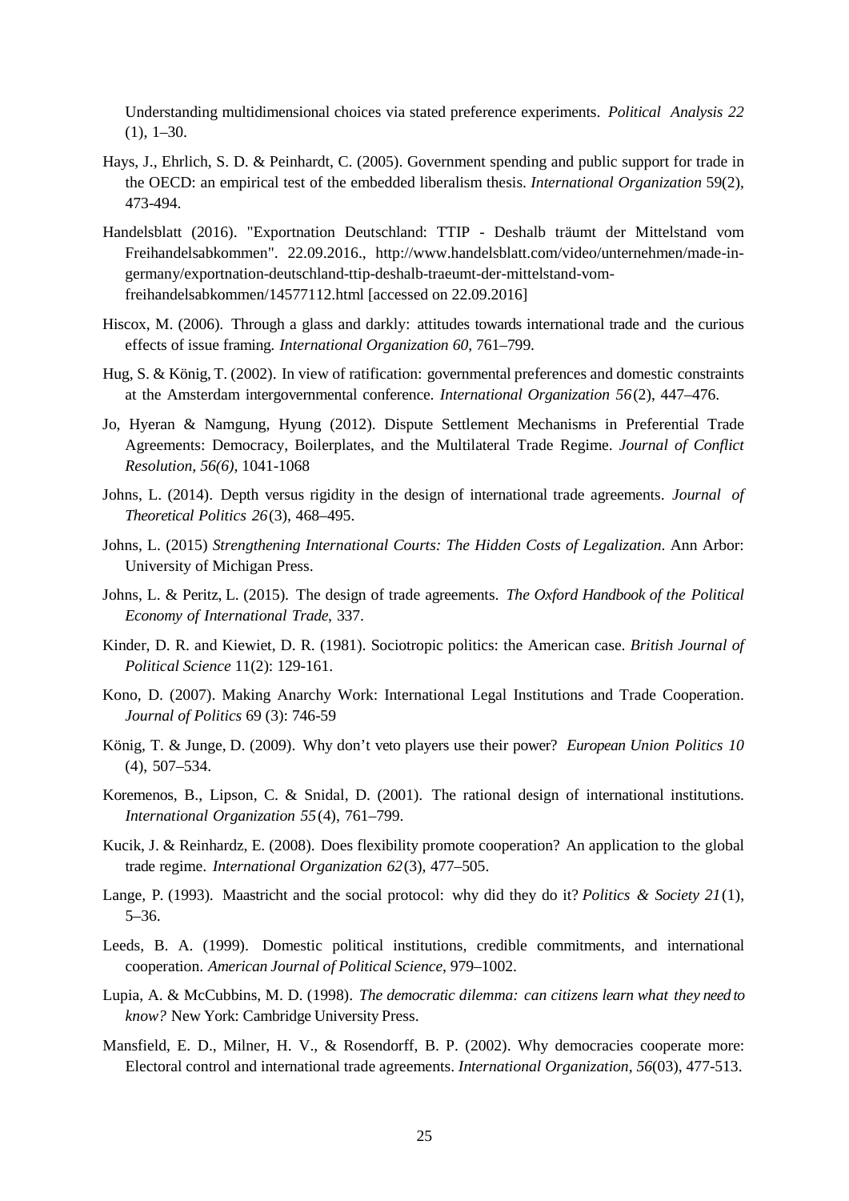Understanding multidimensional choices via stated preference experiments. *Political Analysis 22* (1), 1–30.

Hays, J., Ehrlich, S. D. & Peinhardt, C. (2005). Government spending and public support for trade in the OECD: an empirical test of the embedded liberalism thesis. *International Organization* 59(2), 473-494.

Handelsblatt (2016). "Exportnation Deutschland: TTIP - Deshalb träumt der Mittelstand vom Freihandelsabkommen". 22.09.2016., http://www.handelsblatt.com/video/unternehmen/made-in-germany/exportnation-deutschland-ttip-deshalb-traeumt-der-mittelstand-vom-freihandelsabkommen/14577112.html [accessed on 22.09.2016]

Hiscox, M. (2006). Through a glass and darkly: attitudes towards international trade and the curious effects of issue framing. *International Organization 60*, 761–799.

Hug, S. & König, T. (2002). In view of ratification: governmental preferences and domestic constraints at the Amsterdam intergovernmental conference. *International Organization 56*(2), 447–476.

Jo, Hyeran & Namgung, Hyung (2012). Dispute Settlement Mechanisms in Preferential Trade Agreements: Democracy, Boilerplates, and the Multilateral Trade Regime. *Journal of Conflict Resolution, 56(6)*, 1041-1068

Johns, L. (2014). Depth versus rigidity in the design of international trade agreements. *Journal of Theoretical Politics 26*(3), 468–495.

Johns, L. (2015) *Strengthening International Courts: The Hidden Costs of Legalization*. Ann Arbor: University of Michigan Press.

Johns, L. & Peritz, L. (2015). The design of trade agreements. *The Oxford Handbook of the Political Economy of International Trade*, 337.

Kinder, D. R. and Kiewiet, D. R. (1981). Sociotropic politics: the American case. *British Journal of Political Science* 11(2): 129-161.

Kono, D. (2007). Making Anarchy Work: International Legal Institutions and Trade Cooperation. *Journal of Politics* 69 (3): 746-59

König, T. & Junge, D. (2009). Why don't veto players use their power? *European Union Politics 10* (4), 507–534.

Koremenos, B., Lipson, C. & Snidal, D. (2001). The rational design of international institutions. *International Organization 55*(4), 761–799.

Kucik, J. & Reinhardz, E. (2008). Does flexibility promote cooperation? An application to the global trade regime. *International Organization 62*(3), 477–505.

Lange, P. (1993). Maastricht and the social protocol: why did they do it? *Politics & Society 21*(1), 5–36.

Leeds, B. A. (1999). Domestic political institutions, credible commitments, and international cooperation. *American Journal of Political Science*, 979–1002.

Lupia, A. & McCubbins, M. D. (1998). *The democratic dilemma: can citizens learn what they need to know?* New York: Cambridge University Press.

Mansfield, E. D., Milner, H. V., & Rosendorff, B. P. (2002). Why democracies cooperate more: Electoral control and international trade agreements. *International Organization*, *56*(03), 477-513.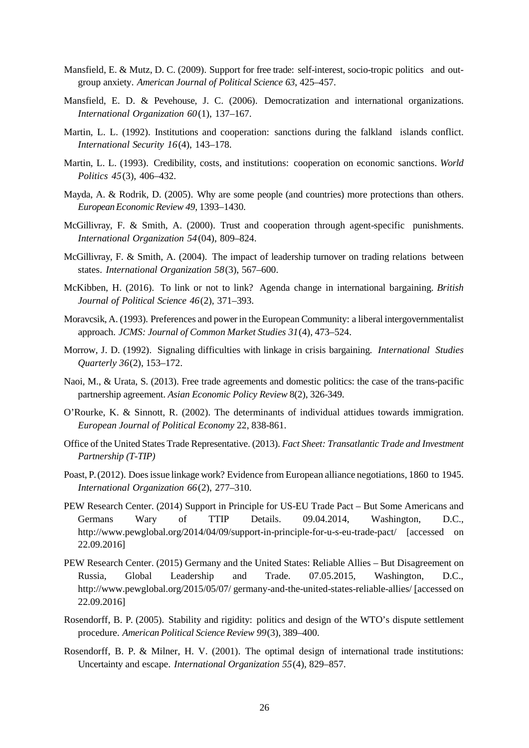Mansfield, E. & Mutz, D. C. (2009). Support for free trade: self-interest, socio-tropic politics and out-group anxiety. *American Journal of Political Science 63*, 425–457.

Mansfield, E. D. & Pevehouse, J. C. (2006). Democratization and international organizations. *International Organization 60*(1), 137–167.

Martin, L. L. (1992). Institutions and cooperation: sanctions during the falkland islands conflict. *International Security 16*(4), 143–178.

Martin, L. L. (1993). Credibility, costs, and institutions: cooperation on economic sanctions. *World Politics 45*(3), 406–432.

Mayda, A. & Rodrik, D. (2005). Why are some people (and countries) more protections than others. *European Economic Review 49*, 1393–1430.

McGillivray, F. & Smith, A. (2000). Trust and cooperation through agent-specific punishments. *International Organization 54*(04), 809–824.

McGillivray, F. & Smith, A. (2004). The impact of leadership turnover on trading relations between states. *International Organization 58*(3), 567–600.

McKibben, H. (2016). To link or not to link? Agenda change in international bargaining. *British Journal of Political Science 46*(2), 371–393.

Moravcsik, A. (1993). Preferences and power in the European Community: a liberal intergovernmentalist approach. *JCMS: Journal of Common Market Studies 31*(4), 473–524.

Morrow, J. D. (1992). Signaling difficulties with linkage in crisis bargaining. *International Studies Quarterly 36*(2), 153–172.

Naoi, M., & Urata, S. (2013). Free trade agreements and domestic politics: the case of the trans-pacific partnership agreement. *Asian Economic Policy Review* 8(2), 326-349.

O'Rourke, K. & Sinnott, R. (2002). The determinants of individual attidues towards immigration. *European Journal of Political Economy* 22, 838-861.

Office of the United States Trade Representative. (2013). *Fact Sheet: Transatlantic Trade and Investment Partnership (T-TIP)*

Poast, P. (2012). Does issue linkage work? Evidence from European alliance negotiations, 1860 to 1945. *International Organization 66*(2), 277–310.

PEW Research Center. (2014) Support in Principle for US-EU Trade Pact – But Some Americans and Germans Wary of TTIP Details. 09.04.2014, Washington, D.C., http://www.pewglobal.org/2014/04/09/support-in-principle-for-u-s-eu-trade-pact/ [accessed on 22.09.2016]

PEW Research Center. (2015) Germany and the United States: Reliable Allies – But Disagreement on Russia, Global Leadership and Trade. 07.05.2015, Washington, D.C., http://www.pewglobal.org/2015/05/07/ germany-and-the-united-states-reliable-allies/ [accessed on 22.09.2016]

Rosendorff, B. P. (2005). Stability and rigidity: politics and design of the WTO's dispute settlement procedure. *American Political Science Review 99*(3), 389–400.

Rosendorff, B. P. & Milner, H. V. (2001). The optimal design of international trade institutions: Uncertainty and escape. *International Organization 55*(4), 829–857.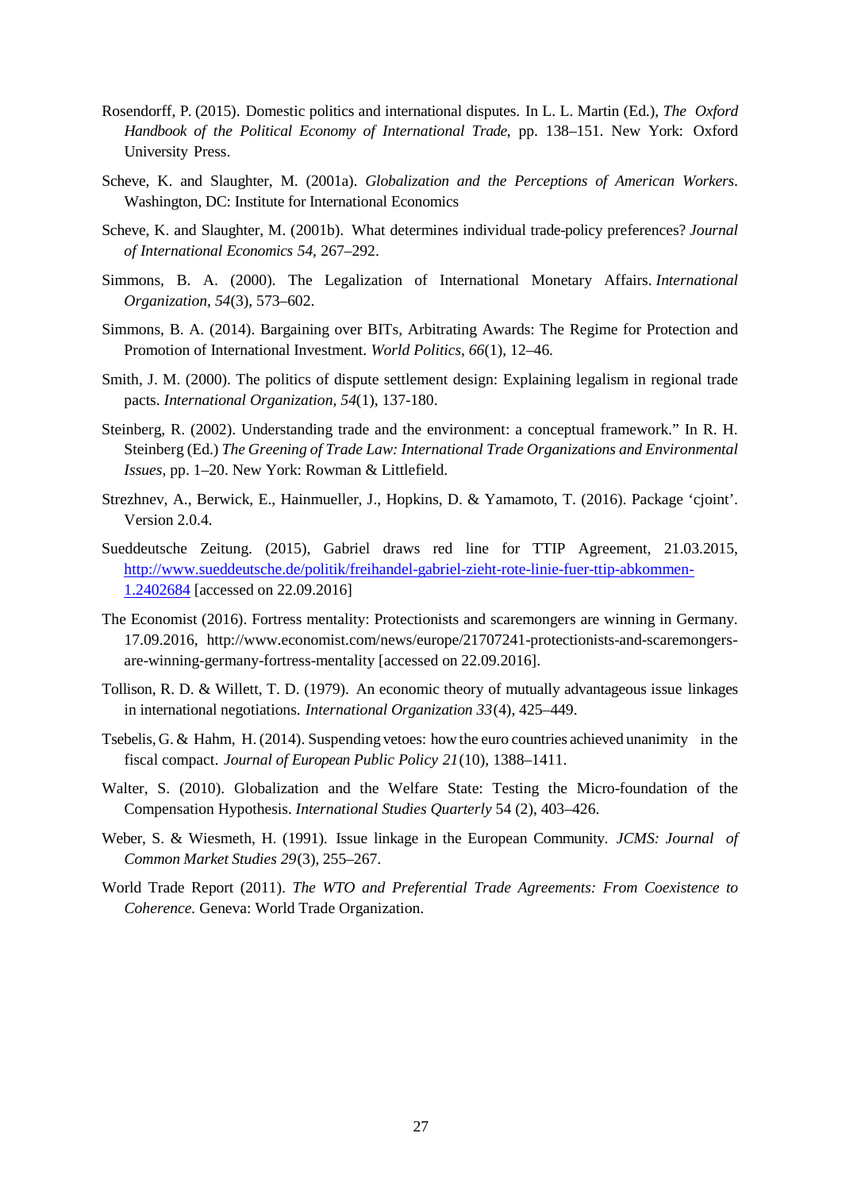Rosendorff, P. (2015). Domestic politics and international disputes. In L. L. Martin (Ed.), *The Oxford Handbook of the Political Economy of International Trade*, pp. 138–151. New York: Oxford University Press.

Scheve, K. and Slaughter, M. (2001a). *Globalization and the Perceptions of American Workers*. Washington, DC: Institute for International Economics

Scheve, K. and Slaughter, M. (2001b). What determines individual trade-policy preferences? *Journal of International Economics 54*, 267–292.

Simmons, B. A. (2000). The Legalization of International Monetary Affairs. *International Organization*, *54*(3), 573–602.

Simmons, B. A. (2014). Bargaining over BITs, Arbitrating Awards: The Regime for Protection and Promotion of International Investment. *World Politics*, *66*(1), 12–46.

Smith, J. M. (2000). The politics of dispute settlement design: Explaining legalism in regional trade pacts. *International Organization, 54*(1), 137-180.

Steinberg, R. (2002). Understanding trade and the environment: a conceptual framework." In R. H. Steinberg (Ed.) *The Greening of Trade Law: International Trade Organizations and Environmental Issues*, pp. 1–20. New York: Rowman & Littlefield.

Strezhnev, A., Berwick, E., Hainmueller, J., Hopkins, D. & Yamamoto, T. (2016). Package 'cjoint'. Version 2.0.4.

Sueddeutsche Zeitung. (2015), Gabriel draws red line for TTIP Agreement, 21.03.2015, http://www.sueddeutsche.de/politik/freihandel-gabriel-zieht-rote-linie-fuer-ttip-abkommen-1.2402684 [accessed on 22.09.2016]

The Economist (2016). Fortress mentality: Protectionists and scaremongers are winning in Germany. 17.09.2016, http://www.economist.com/news/europe/21707241-protectionists-and-scaremongers-are-winning-germany-fortress-mentality [accessed on 22.09.2016].

Tollison, R. D. & Willett, T. D. (1979). An economic theory of mutually advantageous issue linkages in international negotiations. *International Organization 33*(4), 425–449.

Tsebelis, G. & Hahm, H. (2014). Suspending vetoes: how the euro countries achieved unanimity in the fiscal compact. *Journal of European Public Policy 21*(10), 1388–1411.

Walter, S. (2010). Globalization and the Welfare State: Testing the Micro-foundation of the Compensation Hypothesis. *International Studies Quarterly* 54 (2), 403–426.

Weber, S. & Wiesmeth, H. (1991). Issue linkage in the European Community. *JCMS: Journal of Common Market Studies 29*(3), 255–267.

World Trade Report (2011). *The WTO and Preferential Trade Agreements: From Coexistence to Coherence.* Geneva: World Trade Organization.